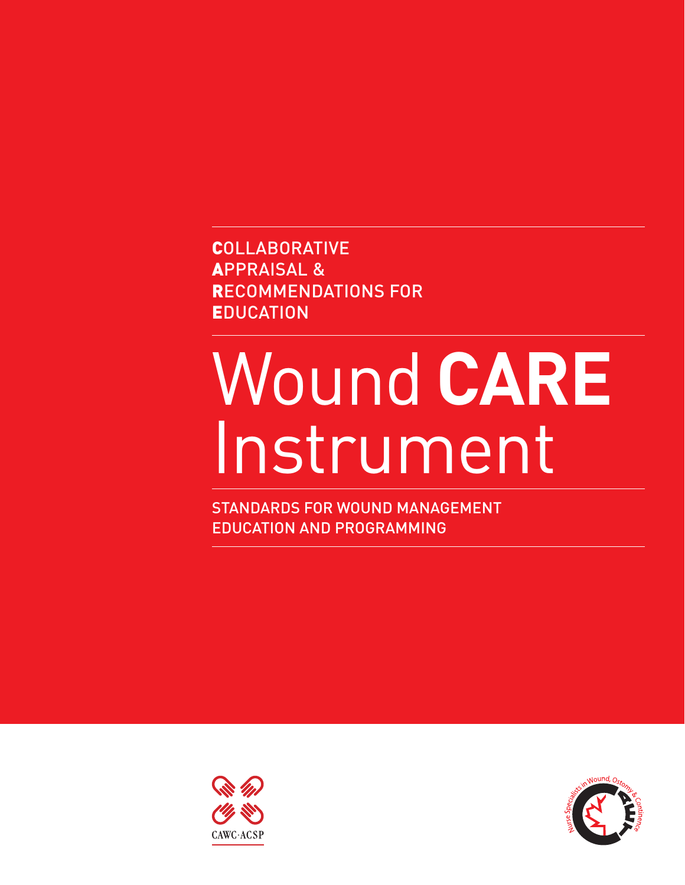**C**OLLABORATIVE
**A**PPRAISAL &
**R**ECOMMENDATIONS FOR
**E**DUCATION

# Wound **CARE** Instrument

STANDARDS FOR WOUND MANAGEMENT EDUCATION AND PROGRAMMING

CAWC·ACSP

Nurse Specialists in Wound, Ostomy & Continence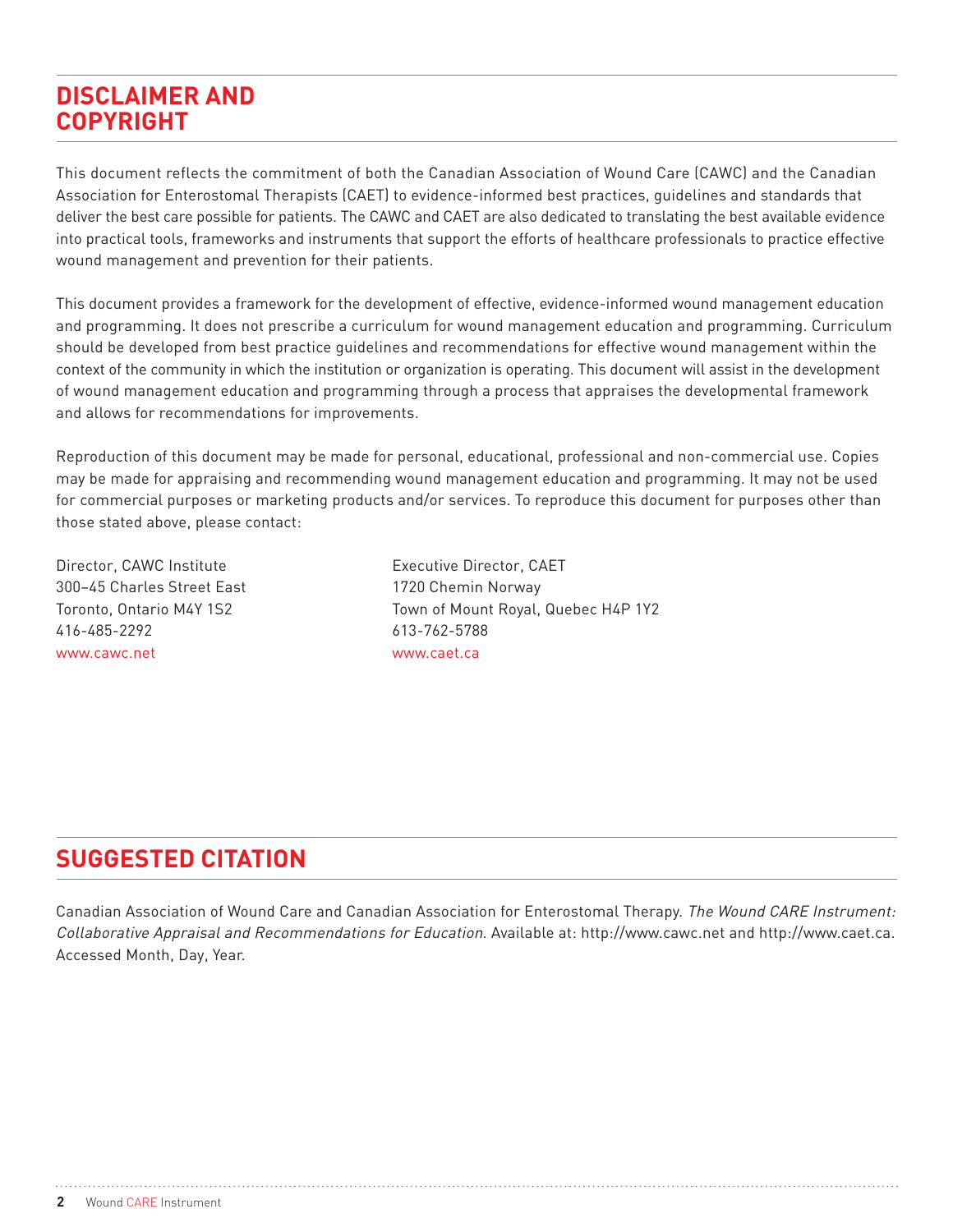## DISCLAIMER AND COPYRIGHT

This document reflects the commitment of both the Canadian Association of Wound Care (CAWC) and the Canadian Association for Enterostomal Therapists (CAET) to evidence-informed best practices, guidelines and standards that deliver the best care possible for patients. The CAWC and CAET are also dedicated to translating the best available evidence into practical tools, frameworks and instruments that support the efforts of healthcare professionals to practice effective wound management and prevention for their patients.

This document provides a framework for the development of effective, evidence-informed wound management education and programming. It does not prescribe a curriculum for wound management education and programming. Curriculum should be developed from best practice guidelines and recommendations for effective wound management within the context of the community in which the institution or organization is operating. This document will assist in the development of wound management education and programming through a process that appraises the developmental framework and allows for recommendations for improvements.

Reproduction of this document may be made for personal, educational, professional and non-commercial use. Copies may be made for appraising and recommending wound management education and programming. It may not be used for commercial purposes or marketing products and/or services. To reproduce this document for purposes other than those stated above, please contact:

Director, CAWC Institute
300–45 Charles Street East
Toronto, Ontario M4Y 1S2
416-485-2292
www.cawc.net

Executive Director, CAET
1720 Chemin Norway
Town of Mount Royal, Quebec H4P 1Y2
613-762-5788
www.caet.ca

## SUGGESTED CITATION

Canadian Association of Wound Care and Canadian Association for Enterostomal Therapy. *The Wound CARE Instrument: Collaborative Appraisal and Recommendations for Education*. Available at: http://www.cawc.net and http://www.caet.ca. Accessed Month, Day, Year.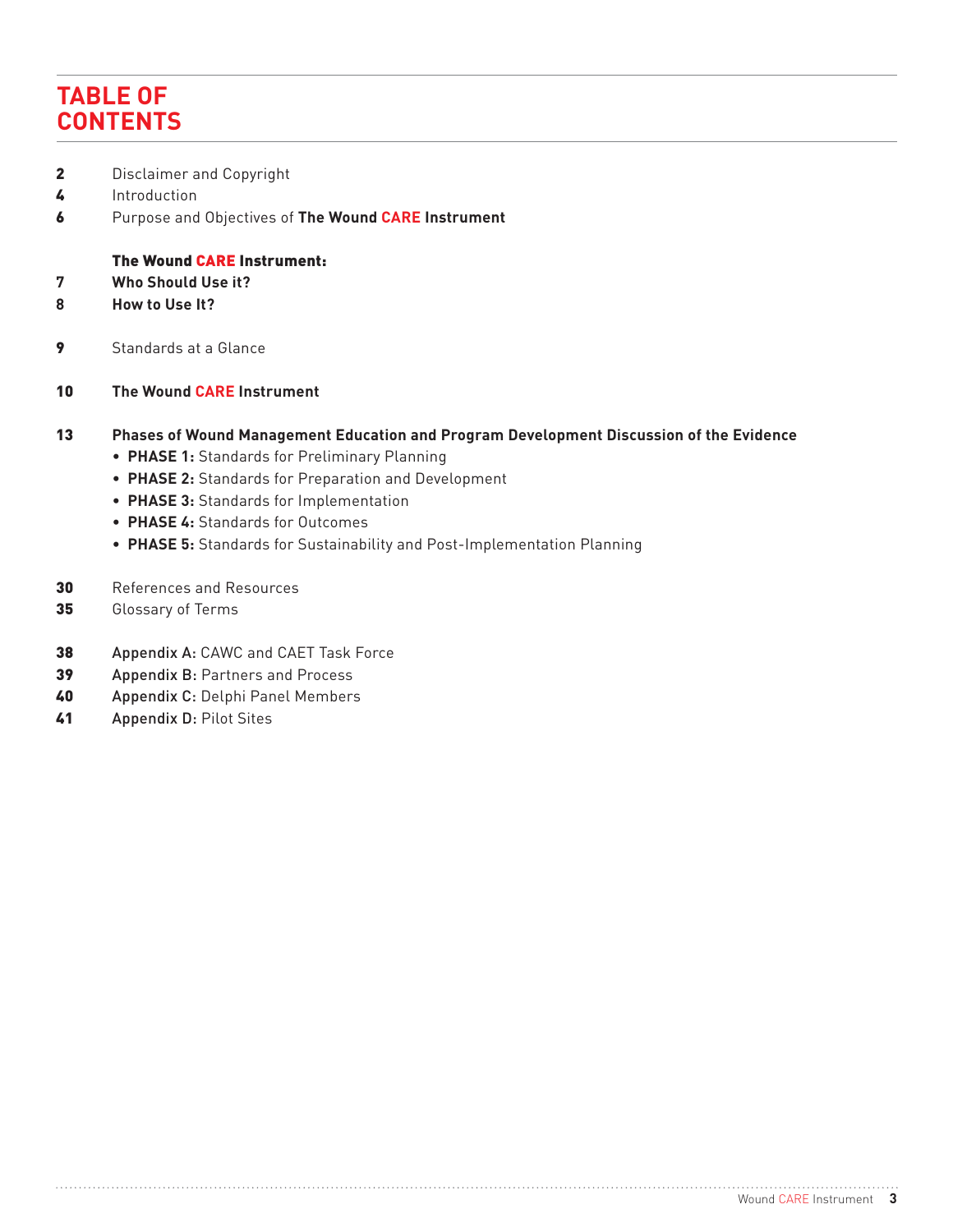# TABLE OF CONTENTS

**2** Disclaimer and Copyright
**4** Introduction
**6** Purpose and Objectives of **The Wound CARE Instrument**

**The Wound CARE Instrument:**
**7** **Who Should Use it?**
**8** **How to Use It?**

**9** Standards at a Glance

**10** **The Wound CARE Instrument**

**13** **Phases of Wound Management Education and Program Development Discussion of the Evidence**

- **PHASE 1:** Standards for Preliminary Planning
- **PHASE 2:** Standards for Preparation and Development
- **PHASE 3:** Standards for Implementation
- **PHASE 4:** Standards for Outcomes
- **PHASE 5:** Standards for Sustainability and Post-Implementation Planning

**30** References and Resources
**35** Glossary of Terms

**38** **Appendix A:** CAWC and CAET Task Force
**39** **Appendix B:** Partners and Process
**40** **Appendix C:** Delphi Panel Members
**41** **Appendix D:** Pilot Sites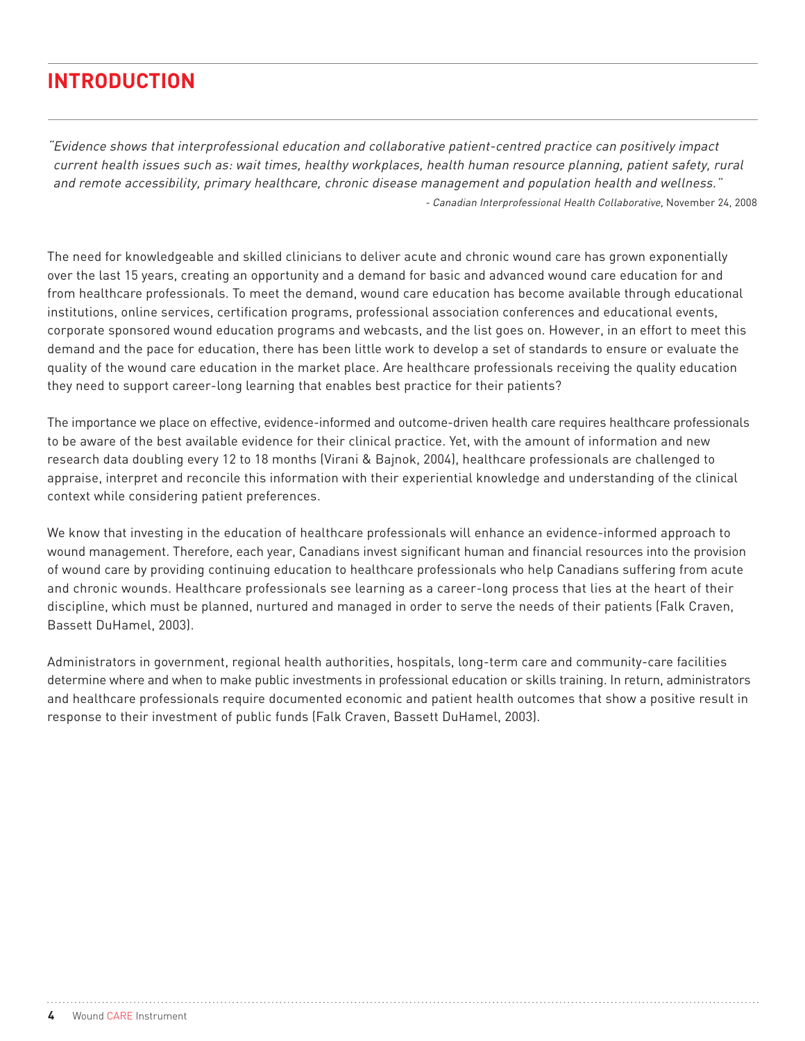# INTRODUCTION

*"Evidence shows that interprofessional education and collaborative patient-centred practice can positively impact current health issues such as: wait times, healthy workplaces, health human resource planning, patient safety, rural and remote accessibility, primary healthcare, chronic disease management and population health and wellness."*

- *Canadian Interprofessional Health Collaborative*, November 24, 2008

The need for knowledgeable and skilled clinicians to deliver acute and chronic wound care has grown exponentially over the last 15 years, creating an opportunity and a demand for basic and advanced wound care education for and from healthcare professionals. To meet the demand, wound care education has become available through educational institutions, online services, certification programs, professional association conferences and educational events, corporate sponsored wound education programs and webcasts, and the list goes on. However, in an effort to meet this demand and the pace for education, there has been little work to develop a set of standards to ensure or evaluate the quality of the wound care education in the market place. Are healthcare professionals receiving the quality education they need to support career-long learning that enables best practice for their patients?

The importance we place on effective, evidence-informed and outcome-driven health care requires healthcare professionals to be aware of the best available evidence for their clinical practice. Yet, with the amount of information and new research data doubling every 12 to 18 months (Virani & Bajnok, 2004), healthcare professionals are challenged to appraise, interpret and reconcile this information with their experiential knowledge and understanding of the clinical context while considering patient preferences.

We know that investing in the education of healthcare professionals will enhance an evidence-informed approach to wound management. Therefore, each year, Canadians invest significant human and financial resources into the provision of wound care by providing continuing education to healthcare professionals who help Canadians suffering from acute and chronic wounds. Healthcare professionals see learning as a career-long process that lies at the heart of their discipline, which must be planned, nurtured and managed in order to serve the needs of their patients (Falk Craven, Bassett DuHamel, 2003).

Administrators in government, regional health authorities, hospitals, long-term care and community-care facilities determine where and when to make public investments in professional education or skills training. In return, administrators and healthcare professionals require documented economic and patient health outcomes that show a positive result in response to their investment of public funds (Falk Craven, Bassett DuHamel, 2003).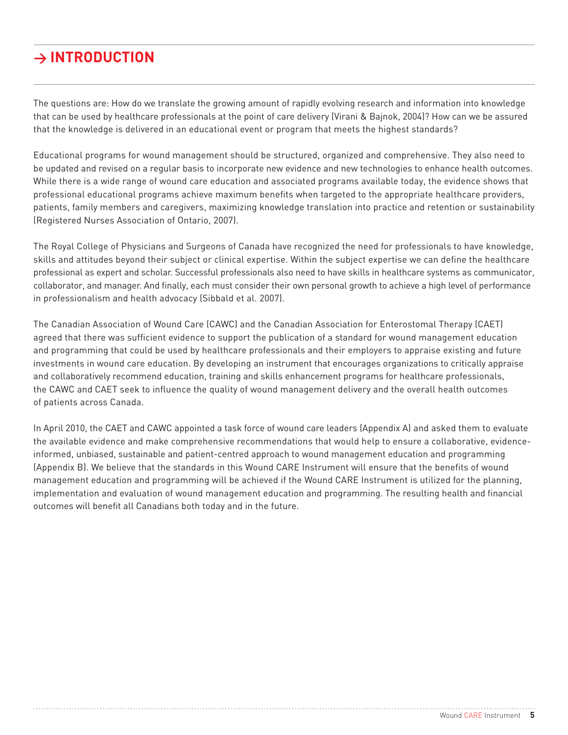# → INTRODUCTION

The questions are: How do we translate the growing amount of rapidly evolving research and information into knowledge that can be used by healthcare professionals at the point of care delivery (Virani & Bajnok, 2004)? How can we be assured that the knowledge is delivered in an educational event or program that meets the highest standards?

Educational programs for wound management should be structured, organized and comprehensive. They also need to be updated and revised on a regular basis to incorporate new evidence and new technologies to enhance health outcomes. While there is a wide range of wound care education and associated programs available today, the evidence shows that professional educational programs achieve maximum benefits when targeted to the appropriate healthcare providers, patients, family members and caregivers, maximizing knowledge translation into practice and retention or sustainability (Registered Nurses Association of Ontario, 2007).

The Royal College of Physicians and Surgeons of Canada have recognized the need for professionals to have knowledge, skills and attitudes beyond their subject or clinical expertise. Within the subject expertise we can define the healthcare professional as expert and scholar. Successful professionals also need to have skills in healthcare systems as communicator, collaborator, and manager. And finally, each must consider their own personal growth to achieve a high level of performance in professionalism and health advocacy (Sibbald et al. 2007).

The Canadian Association of Wound Care (CAWC) and the Canadian Association for Enterostomal Therapy (CAET) agreed that there was sufficient evidence to support the publication of a standard for wound management education and programming that could be used by healthcare professionals and their employers to appraise existing and future investments in wound care education. By developing an instrument that encourages organizations to critically appraise and collaboratively recommend education, training and skills enhancement programs for healthcare professionals, the CAWC and CAET seek to influence the quality of wound management delivery and the overall health outcomes of patients across Canada.

In April 2010, the CAET and CAWC appointed a task force of wound care leaders (Appendix A) and asked them to evaluate the available evidence and make comprehensive recommendations that would help to ensure a collaborative, evidence-informed, unbiased, sustainable and patient-centred approach to wound management education and programming (Appendix B). We believe that the standards in this Wound CARE Instrument will ensure that the benefits of wound management education and programming will be achieved if the Wound CARE Instrument is utilized for the planning, implementation and evaluation of wound management education and programming. The resulting health and financial outcomes will benefit all Canadians both today and in the future.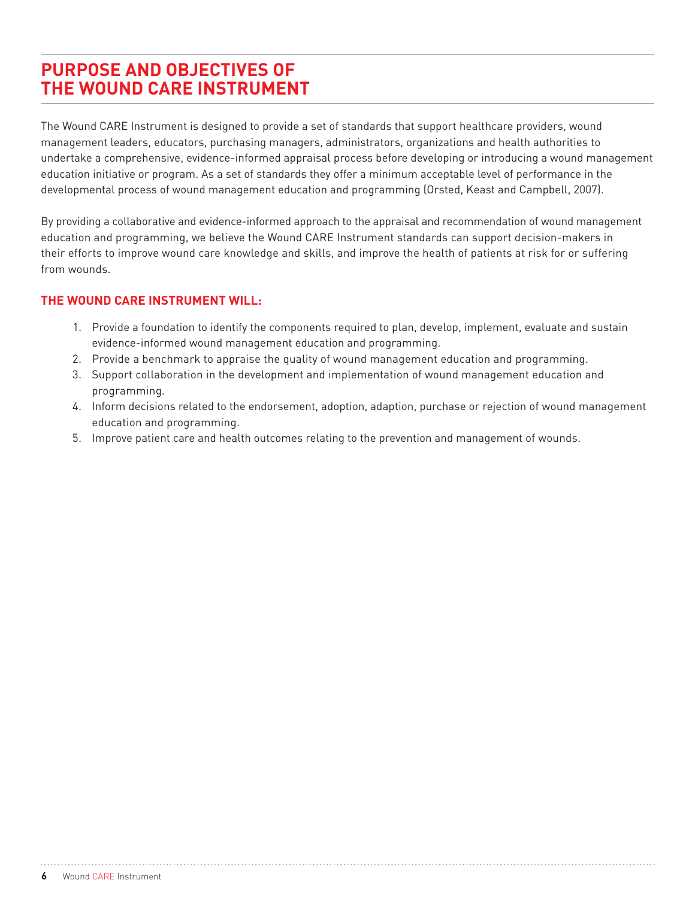# PURPOSE AND OBJECTIVES OF THE WOUND CARE INSTRUMENT

The Wound CARE Instrument is designed to provide a set of standards that support healthcare providers, wound management leaders, educators, purchasing managers, administrators, organizations and health authorities to undertake a comprehensive, evidence-informed appraisal process before developing or introducing a wound management education initiative or program. As a set of standards they offer a minimum acceptable level of performance in the developmental process of wound management education and programming (Orsted, Keast and Campbell, 2007).

By providing a collaborative and evidence-informed approach to the appraisal and recommendation of wound management education and programming, we believe the Wound CARE Instrument standards can support decision-makers in their efforts to improve wound care knowledge and skills, and improve the health of patients at risk for or suffering from wounds.

## THE WOUND CARE INSTRUMENT WILL:

1. Provide a foundation to identify the components required to plan, develop, implement, evaluate and sustain evidence-informed wound management education and programming.
2. Provide a benchmark to appraise the quality of wound management education and programming.
3. Support collaboration in the development and implementation of wound management education and programming.
4. Inform decisions related to the endorsement, adoption, adaption, purchase or rejection of wound management education and programming.
5. Improve patient care and health outcomes relating to the prevention and management of wounds.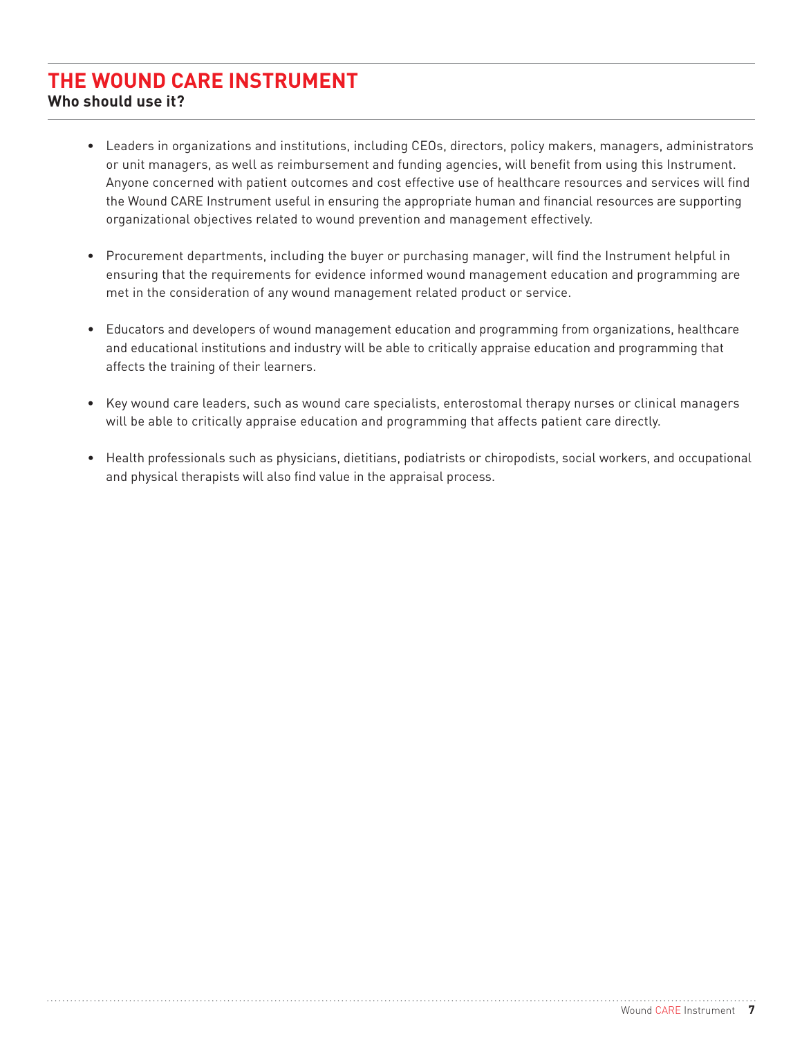# THE WOUND CARE INSTRUMENT

**Who should use it?**

- Leaders in organizations and institutions, including CEOs, directors, policy makers, managers, administrators or unit managers, as well as reimbursement and funding agencies, will benefit from using this Instrument. Anyone concerned with patient outcomes and cost effective use of healthcare resources and services will find the Wound CARE Instrument useful in ensuring the appropriate human and financial resources are supporting organizational objectives related to wound prevention and management effectively.

- Procurement departments, including the buyer or purchasing manager, will find the Instrument helpful in ensuring that the requirements for evidence informed wound management education and programming are met in the consideration of any wound management related product or service.

- Educators and developers of wound management education and programming from organizations, healthcare and educational institutions and industry will be able to critically appraise education and programming that affects the training of their learners.

- Key wound care leaders, such as wound care specialists, enterostomal therapy nurses or clinical managers will be able to critically appraise education and programming that affects patient care directly.

- Health professionals such as physicians, dietitians, podiatrists or chiropodists, social workers, and occupational and physical therapists will also find value in the appraisal process.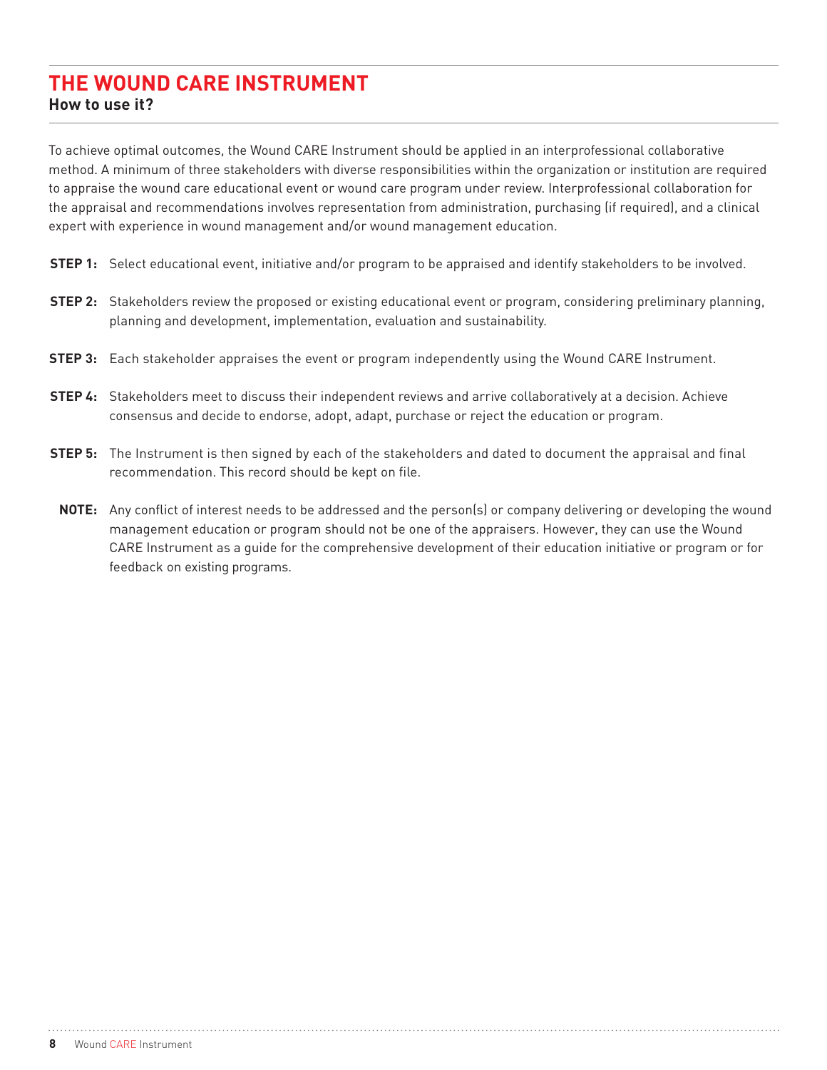# THE WOUND CARE INSTRUMENT

**How to use it?**

To achieve optimal outcomes, the Wound CARE Instrument should be applied in an interprofessional collaborative method. A minimum of three stakeholders with diverse responsibilities within the organization or institution are required to appraise the wound care educational event or wound care program under review. Interprofessional collaboration for the appraisal and recommendations involves representation from administration, purchasing (if required), and a clinical expert with experience in wound management and/or wound management education.

**STEP 1:** Select educational event, initiative and/or program to be appraised and identify stakeholders to be involved.

**STEP 2:** Stakeholders review the proposed or existing educational event or program, considering preliminary planning, planning and development, implementation, evaluation and sustainability.

**STEP 3:** Each stakeholder appraises the event or program independently using the Wound CARE Instrument.

**STEP 4:** Stakeholders meet to discuss their independent reviews and arrive collaboratively at a decision. Achieve consensus and decide to endorse, adopt, adapt, purchase or reject the education or program.

**STEP 5:** The Instrument is then signed by each of the stakeholders and dated to document the appraisal and final recommendation. This record should be kept on file.

**NOTE:** Any conflict of interest needs to be addressed and the person(s) or company delivering or developing the wound management education or program should not be one of the appraisers. However, they can use the Wound CARE Instrument as a guide for the comprehensive development of their education initiative or program or for feedback on existing programs.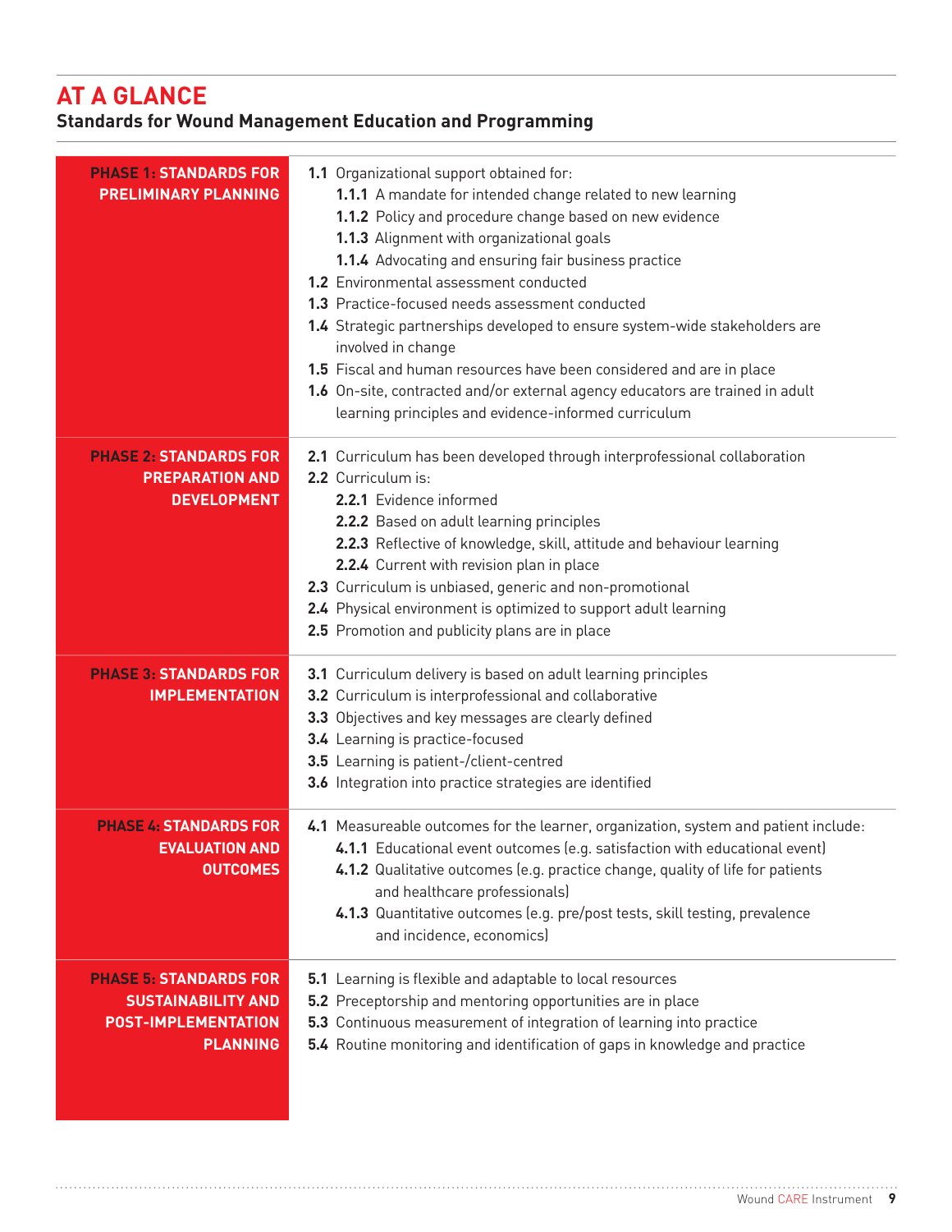## AT A GLANCE

### Standards for Wound Management Education and Programming

| | |
|---|---|
| **PHASE 1: STANDARDS FOR PRELIMINARY PLANNING** | **1.1** Organizational support obtained for:<br>**1.1.1** A mandate for intended change related to new learning<br>**1.1.2** Policy and procedure change based on new evidence<br>**1.1.3** Alignment with organizational goals<br>**1.1.4** Advocating and ensuring fair business practice<br>**1.2** Environmental assessment conducted<br>**1.3** Practice-focused needs assessment conducted<br>**1.4** Strategic partnerships developed to ensure system-wide stakeholders are involved in change<br>**1.5** Fiscal and human resources have been considered and are in place<br>**1.6** On-site, contracted and/or external agency educators are trained in adult learning principles and evidence-informed curriculum |
| **PHASE 2: STANDARDS FOR PREPARATION AND DEVELOPMENT** | **2.1** Curriculum has been developed through interprofessional collaboration<br>**2.2** Curriculum is:<br>**2.2.1** Evidence informed<br>**2.2.2** Based on adult learning principles<br>**2.2.3** Reflective of knowledge, skill, attitude and behaviour learning<br>**2.2.4** Current with revision plan in place<br>**2.3** Curriculum is unbiased, generic and non-promotional<br>**2.4** Physical environment is optimized to support adult learning<br>**2.5** Promotion and publicity plans are in place |
| **PHASE 3: STANDARDS FOR IMPLEMENTATION** | **3.1** Curriculum delivery is based on adult learning principles<br>**3.2** Curriculum is interprofessional and collaborative<br>**3.3** Objectives and key messages are clearly defined<br>**3.4** Learning is practice-focused<br>**3.5** Learning is patient-/client-centred<br>**3.6** Integration into practice strategies are identified |
| **PHASE 4: STANDARDS FOR EVALUATION AND OUTCOMES** | **4.1** Measureable outcomes for the learner, organization, system and patient include:<br>**4.1.1** Educational event outcomes (e.g. satisfaction with educational event)<br>**4.1.2** Qualitative outcomes (e.g. practice change, quality of life for patients and healthcare professionals)<br>**4.1.3** Quantitative outcomes (e.g. pre/post tests, skill testing, prevalence and incidence, economics) |
| **PHASE 5: STANDARDS FOR SUSTAINABILITY AND POST-IMPLEMENTATION PLANNING** | **5.1** Learning is flexible and adaptable to local resources<br>**5.2** Preceptorship and mentoring opportunities are in place<br>**5.3** Continuous measurement of integration of learning into practice<br>**5.4** Routine monitoring and identification of gaps in knowledge and practice |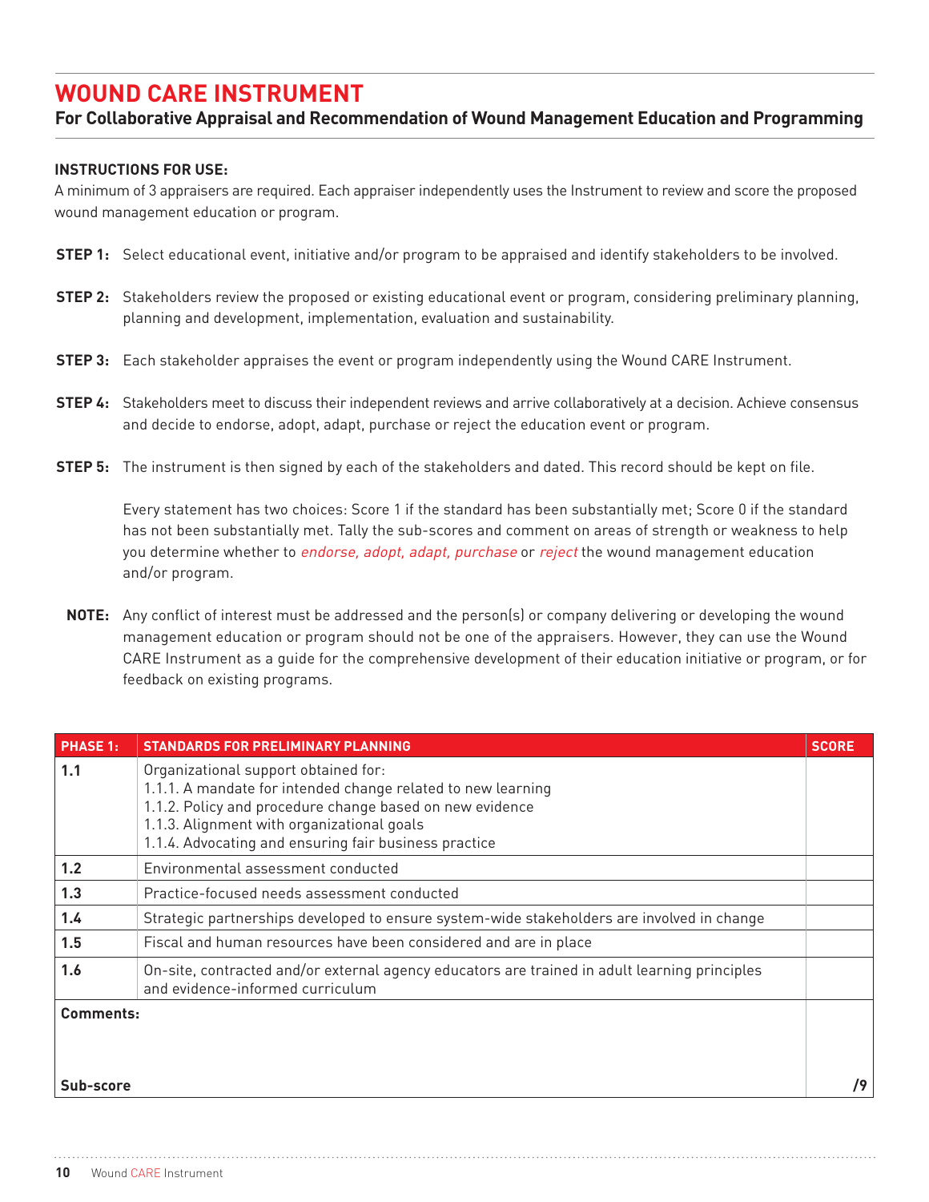# WOUND CARE INSTRUMENT

## For Collaborative Appraisal and Recommendation of Wound Management Education and Programming

**INSTRUCTIONS FOR USE:**

A minimum of 3 appraisers are required. Each appraiser independently uses the Instrument to review and score the proposed wound management education or program.

**STEP 1:** Select educational event, initiative and/or program to be appraised and identify stakeholders to be involved.

**STEP 2:** Stakeholders review the proposed or existing educational event or program, considering preliminary planning, planning and development, implementation, evaluation and sustainability.

**STEP 3:** Each stakeholder appraises the event or program independently using the Wound CARE Instrument.

**STEP 4:** Stakeholders meet to discuss their independent reviews and arrive collaboratively at a decision. Achieve consensus and decide to endorse, adopt, adapt, purchase or reject the education event or program.

**STEP 5:** The instrument is then signed by each of the stakeholders and dated. This record should be kept on file.

Every statement has two choices: Score 1 if the standard has been substantially met; Score 0 if the standard has not been substantially met. Tally the sub-scores and comment on areas of strength or weakness to help you determine whether to *endorse, adopt, adapt, purchase* or *reject* the wound management education and/or program.

**NOTE:** Any conflict of interest must be addressed and the person(s) or company delivering or developing the wound management education or program should not be one of the appraisers. However, they can use the Wound CARE Instrument as a guide for the comprehensive development of their education initiative or program, or for feedback on existing programs.

| PHASE 1: | STANDARDS FOR PRELIMINARY PLANNING | SCORE |
|---|---|---|
| 1.1 | Organizational support obtained for:<br>1.1.1. A mandate for intended change related to new learning<br>1.1.2. Policy and procedure change based on new evidence<br>1.1.3. Alignment with organizational goals<br>1.1.4. Advocating and ensuring fair business practice | |
| 1.2 | Environmental assessment conducted | |
| 1.3 | Practice-focused needs assessment conducted | |
| 1.4 | Strategic partnerships developed to ensure system-wide stakeholders are involved in change | |
| 1.5 | Fiscal and human resources have been considered and are in place | |
| 1.6 | On-site, contracted and/or external agency educators are trained in adult learning principles and evidence-informed curriculum | |
| **Comments:** | | |
| **Sub-score** | | **/9** |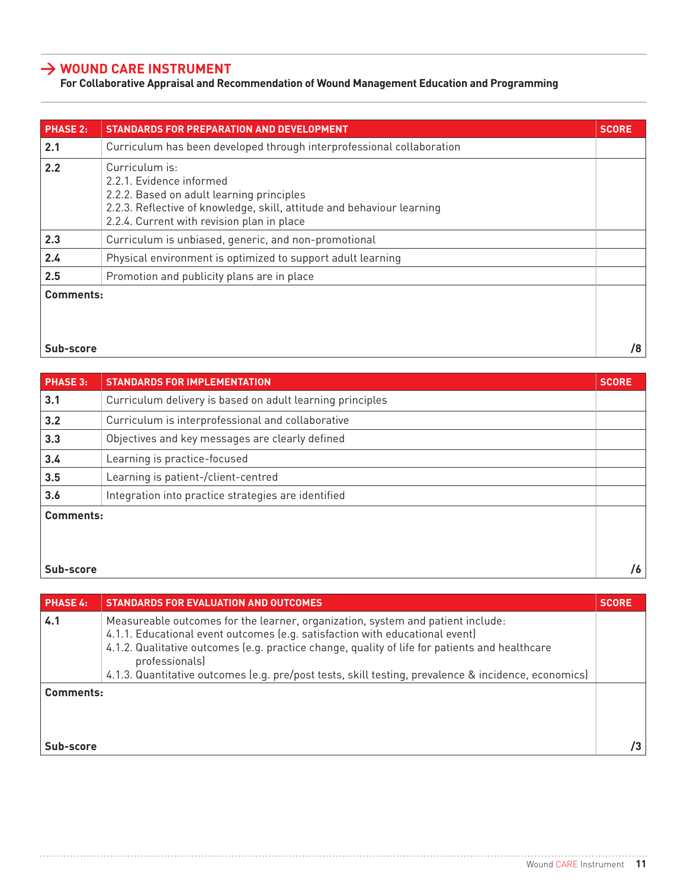## → WOUND CARE INSTRUMENT

**For Collaborative Appraisal and Recommendation of Wound Management Education and Programming**

| PHASE 2: | STANDARDS FOR PREPARATION AND DEVELOPMENT | SCORE |
|---|---|---|
| **2.1** | Curriculum has been developed through interprofessional collaboration | |
| **2.2** | Curriculum is:<br>2.2.1. Evidence informed<br>2.2.2. Based on adult learning principles<br>2.2.3. Reflective of knowledge, skill, attitude and behaviour learning<br>2.2.4. Current with revision plan in place | |
| **2.3** | Curriculum is unbiased, generic, and non-promotional | |
| **2.4** | Physical environment is optimized to support adult learning | |
| **2.5** | Promotion and publicity plans are in place | |
| **Comments:** | | |
| **Sub-score** | | **/8** |

| PHASE 3: | STANDARDS FOR IMPLEMENTATION | SCORE |
|---|---|---|
| **3.1** | Curriculum delivery is based on adult learning principles | |
| **3.2** | Curriculum is interprofessional and collaborative | |
| **3.3** | Objectives and key messages are clearly defined | |
| **3.4** | Learning is practice-focused | |
| **3.5** | Learning is patient-/client-centred | |
| **3.6** | Integration into practice strategies are identified | |
| **Comments:** | | |
| **Sub-score** | | **/6** |

| PHASE 4: | STANDARDS FOR EVALUATION AND OUTCOMES | SCORE |
|---|---|---|
| **4.1** | Measureable outcomes for the learner, organization, system and patient include:<br>4.1.1. Educational event outcomes (e.g. satisfaction with educational event)<br>4.1.2. Qualitative outcomes (e.g. practice change, quality of life for patients and healthcare professionals)<br>4.1.3. Quantitative outcomes (e.g. pre/post tests, skill testing, prevalence & incidence, economics) | |
| **Comments:** | | |
| **Sub-score** | | **/3** |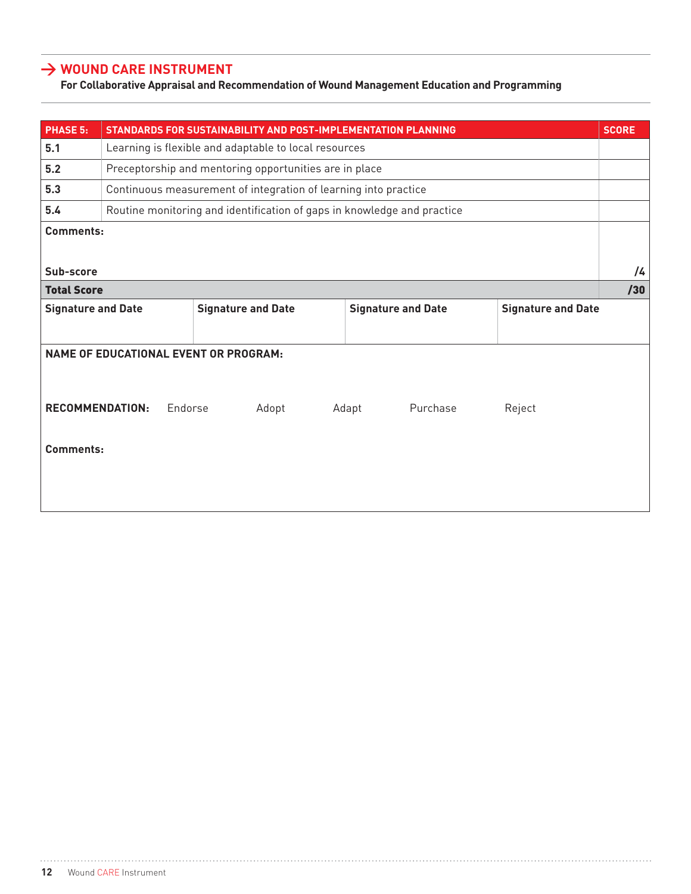## → WOUND CARE INSTRUMENT

**For Collaborative Appraisal and Recommendation of Wound Management Education and Programming**

| PHASE 5: | STANDARDS FOR SUSTAINABILITY AND POST-IMPLEMENTATION PLANNING | SCORE |
|---|---|---|
| **5.1** | Learning is flexible and adaptable to local resources | |
| **5.2** | Preceptorship and mentoring opportunities are in place | |
| **5.3** | Continuous measurement of integration of learning into practice | |
| **5.4** | Routine monitoring and identification of gaps in knowledge and practice | |
| **Comments:** | | |
| **Sub-score** | | **/4** |
| **Total Score** | | **/30** |

| Signature and Date | Signature and Date | Signature and Date | Signature and Date |
|---|---|---|---|
| | | | |

**NAME OF EDUCATIONAL EVENT OR PROGRAM:**

**RECOMMENDATION:** Endorse Adopt Adapt Purchase Reject

**Comments:**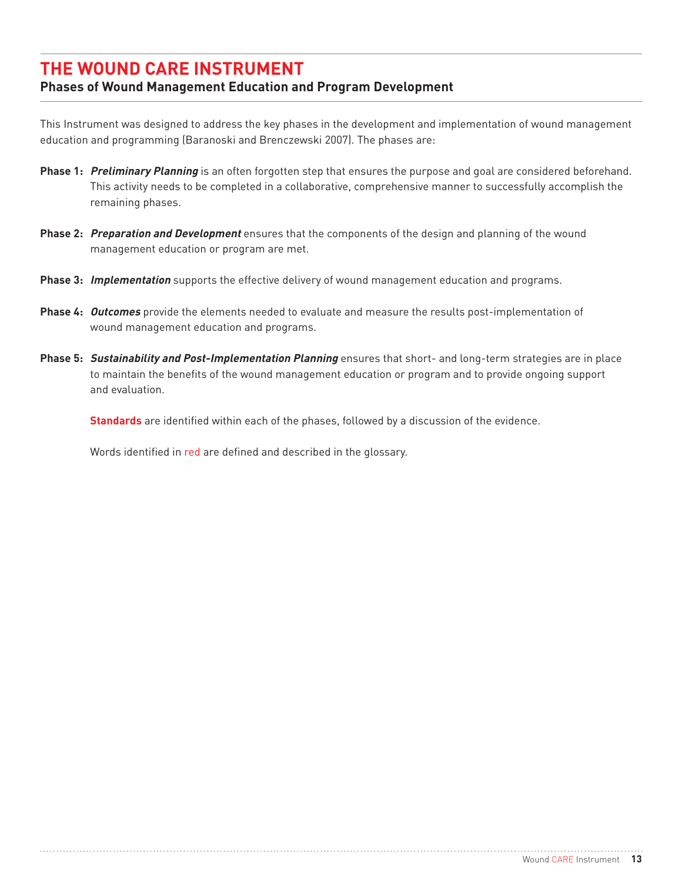# THE WOUND CARE INSTRUMENT

## Phases of Wound Management Education and Program Development

This Instrument was designed to address the key phases in the development and implementation of wound management education and programming (Baranoski and Brenczewski 2007). The phases are:

**Phase 1:** ***Preliminary Planning*** is an often forgotten step that ensures the purpose and goal are considered beforehand. This activity needs to be completed in a collaborative, comprehensive manner to successfully accomplish the remaining phases.

**Phase 2:** ***Preparation and Development*** ensures that the components of the design and planning of the wound management education or program are met.

**Phase 3:** ***Implementation*** supports the effective delivery of wound management education and programs.

**Phase 4:** ***Outcomes*** provide the elements needed to evaluate and measure the results post-implementation of wound management education and programs.

**Phase 5:** ***Sustainability and Post-Implementation Planning*** ensures that short- and long-term strategies are in place to maintain the benefits of the wound management education or program and to provide ongoing support and evaluation.

**Standards** are identified within each of the phases, followed by a discussion of the evidence.

Words identified in red are defined and described in the glossary.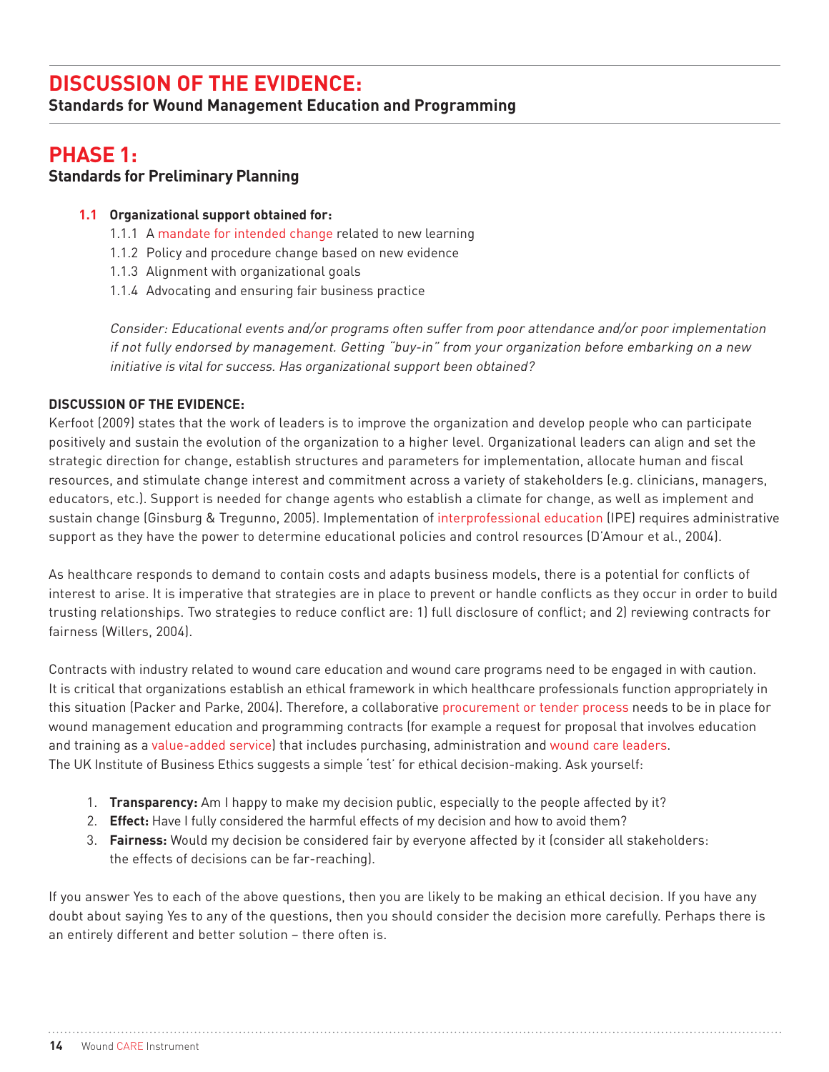# DISCUSSION OF THE EVIDENCE:

**Standards for Wound Management Education and Programming**

## PHASE 1:

**Standards for Preliminary Planning**

**1.1 Organizational support obtained for:**

1.1.1 A mandate for intended change related to new learning

1.1.2 Policy and procedure change based on new evidence

1.1.3 Alignment with organizational goals

1.1.4 Advocating and ensuring fair business practice

*Consider: Educational events and/or programs often suffer from poor attendance and/or poor implementation if not fully endorsed by management. Getting "buy-in" from your organization before embarking on a new initiative is vital for success. Has organizational support been obtained?*

**DISCUSSION OF THE EVIDENCE:**

Kerfoot (2009) states that the work of leaders is to improve the organization and develop people who can participate positively and sustain the evolution of the organization to a higher level. Organizational leaders can align and set the strategic direction for change, establish structures and parameters for implementation, allocate human and fiscal resources, and stimulate change interest and commitment across a variety of stakeholders (e.g. clinicians, managers, educators, etc.). Support is needed for change agents who establish a climate for change, as well as implement and sustain change (Ginsburg & Tregunno, 2005). Implementation of interprofessional education (IPE) requires administrative support as they have the power to determine educational policies and control resources (D'Amour et al., 2004).

As healthcare responds to demand to contain costs and adapts business models, there is a potential for conflicts of interest to arise. It is imperative that strategies are in place to prevent or handle conflicts as they occur in order to build trusting relationships. Two strategies to reduce conflict are: 1) full disclosure of conflict; and 2) reviewing contracts for fairness (Willers, 2004).

Contracts with industry related to wound care education and wound care programs need to be engaged in with caution. It is critical that organizations establish an ethical framework in which healthcare professionals function appropriately in this situation (Packer and Parke, 2004). Therefore, a collaborative procurement or tender process needs to be in place for wound management education and programming contracts (for example a request for proposal that involves education and training as a value-added service) that includes purchasing, administration and wound care leaders.
The UK Institute of Business Ethics suggests a simple 'test' for ethical decision-making. Ask yourself:

1. **Transparency:** Am I happy to make my decision public, especially to the people affected by it?
2. **Effect:** Have I fully considered the harmful effects of my decision and how to avoid them?
3. **Fairness:** Would my decision be considered fair by everyone affected by it (consider all stakeholders: the effects of decisions can be far-reaching).

If you answer Yes to each of the above questions, then you are likely to be making an ethical decision. If you have any doubt about saying Yes to any of the questions, then you should consider the decision more carefully. Perhaps there is an entirely different and better solution – there often is.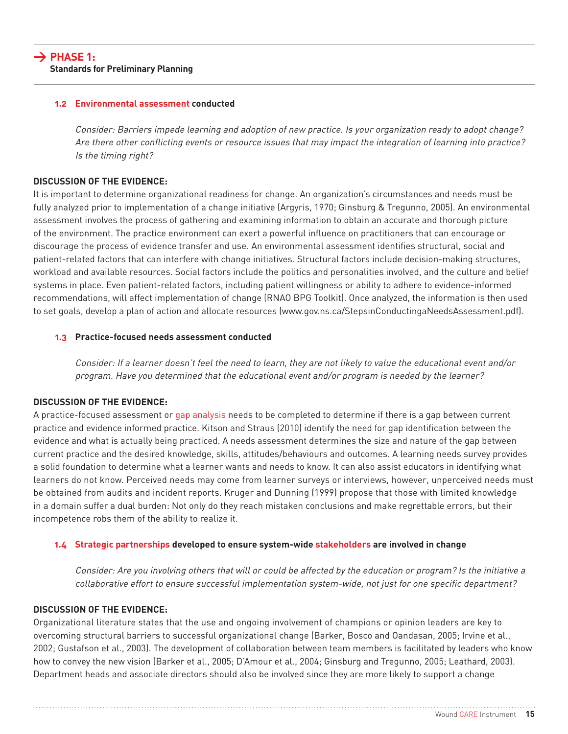## → PHASE 1:
**Standards for Preliminary Planning**

### 1.2 Environmental assessment conducted

*Consider: Barriers impede learning and adoption of new practice. Is your organization ready to adopt change? Are there other conflicting events or resource issues that may impact the integration of learning into practice? Is the timing right?*

**DISCUSSION OF THE EVIDENCE:**

It is important to determine organizational readiness for change. An organization's circumstances and needs must be fully analyzed prior to implementation of a change initiative (Argyris, 1970; Ginsburg & Tregunno, 2005). An environmental assessment involves the process of gathering and examining information to obtain an accurate and thorough picture of the environment. The practice environment can exert a powerful influence on practitioners that can encourage or discourage the process of evidence transfer and use. An environmental assessment identifies structural, social and patient-related factors that can interfere with change initiatives. Structural factors include decision-making structures, workload and available resources. Social factors include the politics and personalities involved, and the culture and belief systems in place. Even patient-related factors, including patient willingness or ability to adhere to evidence-informed recommendations, will affect implementation of change (RNAO BPG Toolkit). Once analyzed, the information is then used to set goals, develop a plan of action and allocate resources (www.gov.ns.ca/StepsinConductingaNeedsAssessment.pdf).

### 1.3 Practice-focused needs assessment conducted

*Consider: If a learner doesn't feel the need to learn, they are not likely to value the educational event and/or program. Have you determined that the educational event and/or program is needed by the learner?*

**DISCUSSION OF THE EVIDENCE:**

A practice-focused assessment or gap analysis needs to be completed to determine if there is a gap between current practice and evidence informed practice. Kitson and Straus (2010) identify the need for gap identification between the evidence and what is actually being practiced. A needs assessment determines the size and nature of the gap between current practice and the desired knowledge, skills, attitudes/behaviours and outcomes. A learning needs survey provides a solid foundation to determine what a learner wants and needs to know. It can also assist educators in identifying what learners do not know. Perceived needs may come from learner surveys or interviews, however, unperceived needs must be obtained from audits and incident reports. Kruger and Dunning (1999) propose that those with limited knowledge in a domain suffer a dual burden: Not only do they reach mistaken conclusions and make regrettable errors, but their incompetence robs them of the ability to realize it.

### 1.4 Strategic partnerships developed to ensure system-wide stakeholders are involved in change

*Consider: Are you involving others that will or could be affected by the education or program? Is the initiative a collaborative effort to ensure successful implementation system-wide, not just for one specific department?*

**DISCUSSION OF THE EVIDENCE:**

Organizational literature states that the use and ongoing involvement of champions or opinion leaders are key to overcoming structural barriers to successful organizational change (Barker, Bosco and Oandasan, 2005; Irvine et al., 2002; Gustafson et al., 2003). The development of collaboration between team members is facilitated by leaders who know how to convey the new vision (Barker et al., 2005; D'Amour et al., 2004; Ginsburg and Tregunno, 2005; Leathard, 2003). Department heads and associate directors should also be involved since they are more likely to support a change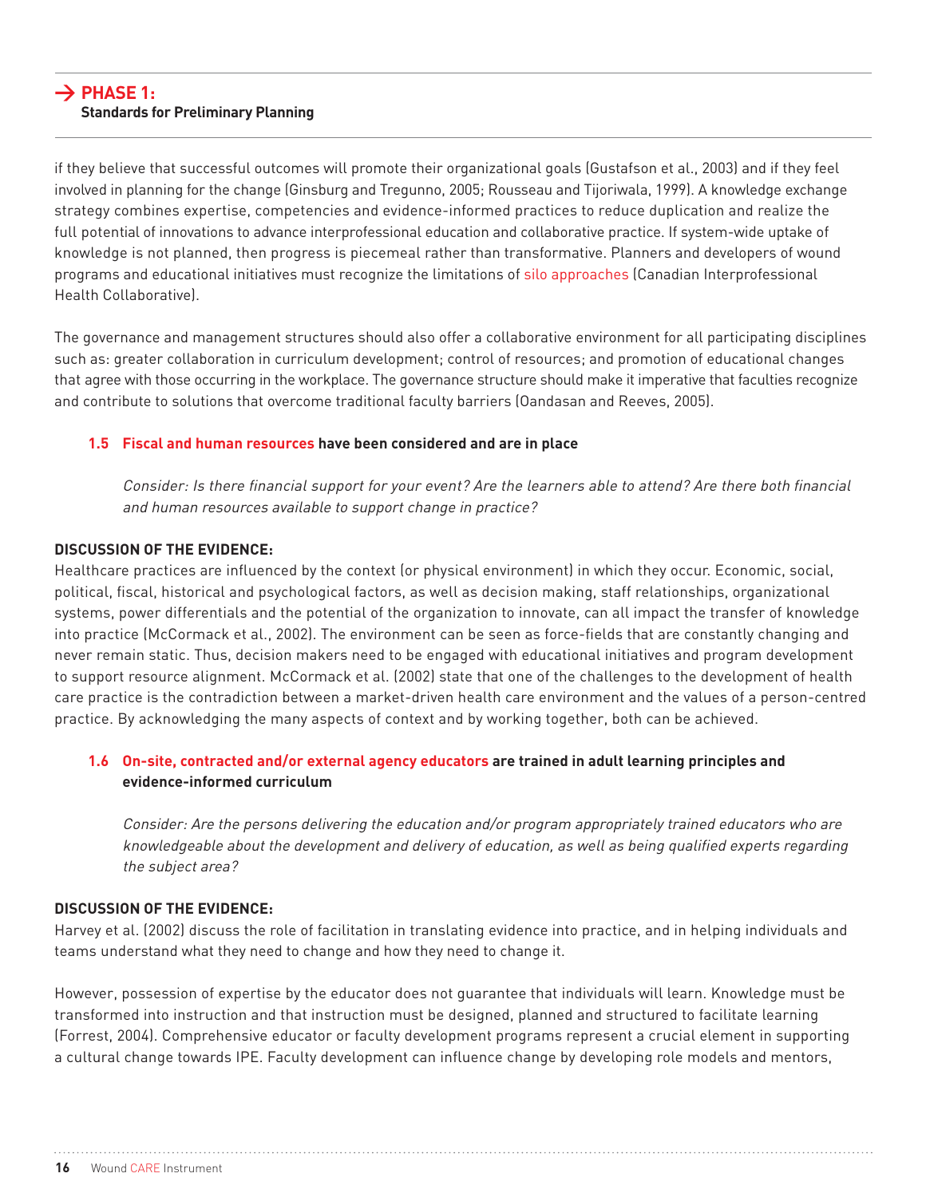if they believe that successful outcomes will promote their organizational goals (Gustafson et al., 2003) and if they feel involved in planning for the change (Ginsburg and Tregunno, 2005; Rousseau and Tijoriwala, 1999). A knowledge exchange strategy combines expertise, competencies and evidence-informed practices to reduce duplication and realize the full potential of innovations to advance interprofessional education and collaborative practice. If system-wide uptake of knowledge is not planned, then progress is piecemeal rather than transformative. Planners and developers of wound programs and educational initiatives must recognize the limitations of silo approaches (Canadian Interprofessional Health Collaborative).

The governance and management structures should also offer a collaborative environment for all participating disciplines such as: greater collaboration in curriculum development; control of resources; and promotion of educational changes that agree with those occurring in the workplace. The governance structure should make it imperative that faculties recognize and contribute to solutions that overcome traditional faculty barriers (Oandasan and Reeves, 2005).

**1.5 Fiscal and human resources have been considered and are in place**

*Consider: Is there financial support for your event? Are the learners able to attend? Are there both financial and human resources available to support change in practice?*

**DISCUSSION OF THE EVIDENCE:**

Healthcare practices are influenced by the context (or physical environment) in which they occur. Economic, social, political, fiscal, historical and psychological factors, as well as decision making, staff relationships, organizational systems, power differentials and the potential of the organization to innovate, can all impact the transfer of knowledge into practice (McCormack et al., 2002). The environment can be seen as force-fields that are constantly changing and never remain static. Thus, decision makers need to be engaged with educational initiatives and program development to support resource alignment. McCormack et al. (2002) state that one of the challenges to the development of health care practice is the contradiction between a market-driven health care environment and the values of a person-centred practice. By acknowledging the many aspects of context and by working together, both can be achieved.

**1.6 On-site, contracted and/or external agency educators are trained in adult learning principles and evidence-informed curriculum**

*Consider: Are the persons delivering the education and/or program appropriately trained educators who are knowledgeable about the development and delivery of education, as well as being qualified experts regarding the subject area?*

**DISCUSSION OF THE EVIDENCE:**

Harvey et al. (2002) discuss the role of facilitation in translating evidence into practice, and in helping individuals and teams understand what they need to change and how they need to change it.

However, possession of expertise by the educator does not guarantee that individuals will learn. Knowledge must be transformed into instruction and that instruction must be designed, planned and structured to facilitate learning (Forrest, 2004). Comprehensive educator or faculty development programs represent a crucial element in supporting a cultural change towards IPE. Faculty development can influence change by developing role models and mentors,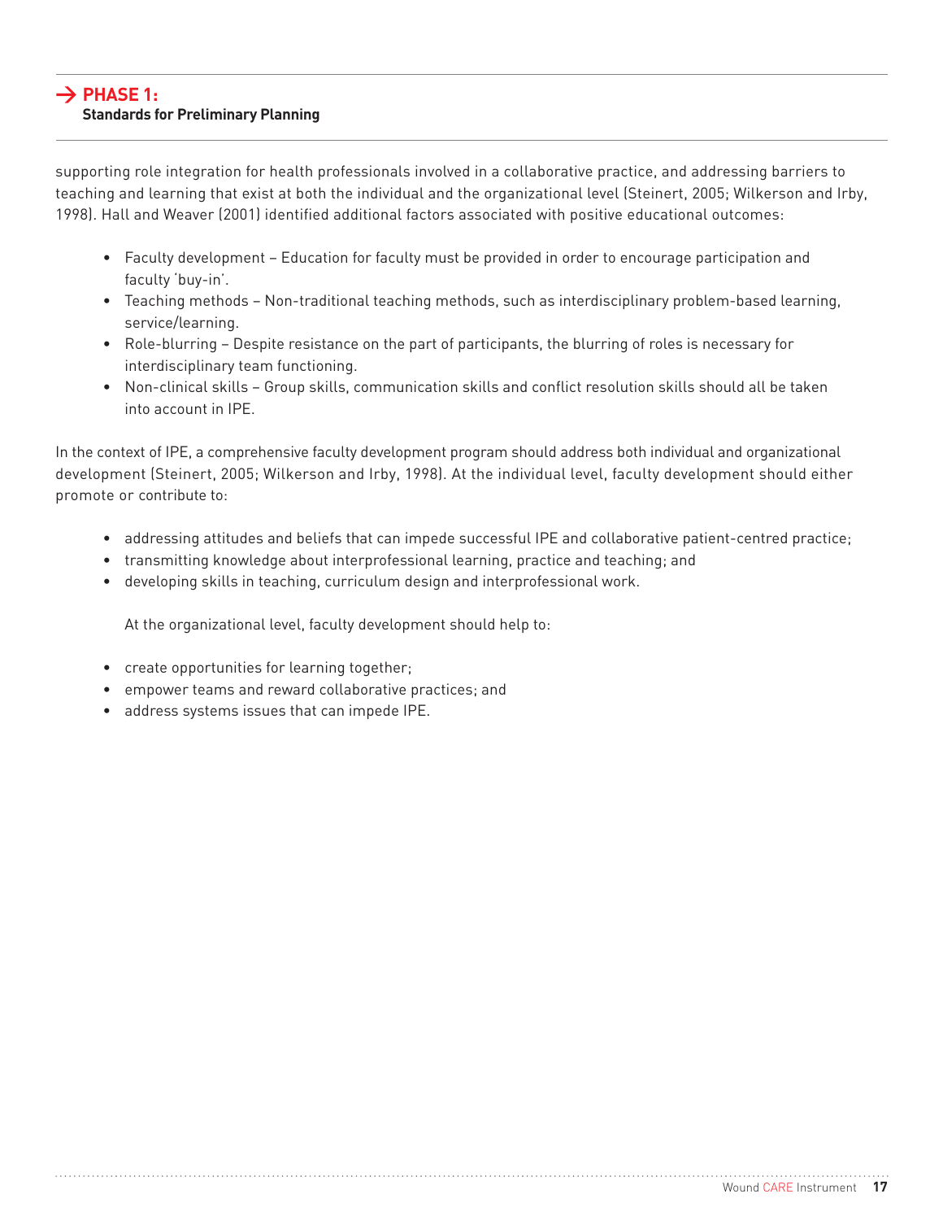supporting role integration for health professionals involved in a collaborative practice, and addressing barriers to teaching and learning that exist at both the individual and the organizational level (Steinert, 2005; Wilkerson and Irby, 1998). Hall and Weaver (2001) identified additional factors associated with positive educational outcomes:

- Faculty development – Education for faculty must be provided in order to encourage participation and faculty 'buy-in'.
- Teaching methods – Non-traditional teaching methods, such as interdisciplinary problem-based learning, service/learning.
- Role-blurring – Despite resistance on the part of participants, the blurring of roles is necessary for interdisciplinary team functioning.
- Non-clinical skills – Group skills, communication skills and conflict resolution skills should all be taken into account in IPE.

In the context of IPE, a comprehensive faculty development program should address both individual and organizational development (Steinert, 2005; Wilkerson and Irby, 1998). At the individual level, faculty development should either promote or contribute to:

- addressing attitudes and beliefs that can impede successful IPE and collaborative patient-centred practice;
- transmitting knowledge about interprofessional learning, practice and teaching; and
- developing skills in teaching, curriculum design and interprofessional work.

At the organizational level, faculty development should help to:

- create opportunities for learning together;
- empower teams and reward collaborative practices; and
- address systems issues that can impede IPE.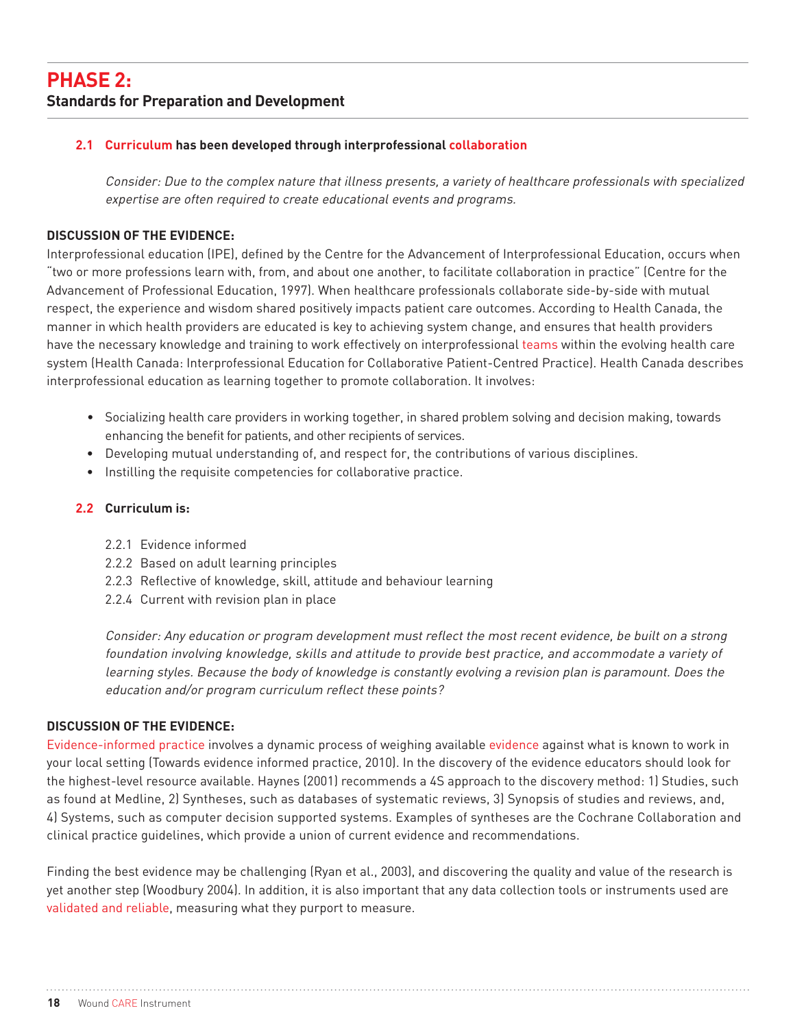# PHASE 2:
## Standards for Preparation and Development

### 2.1 Curriculum has been developed through interprofessional collaboration

*Consider: Due to the complex nature that illness presents, a variety of healthcare professionals with specialized expertise are often required to create educational events and programs.*

**DISCUSSION OF THE EVIDENCE:**

Interprofessional education (IPE), defined by the Centre for the Advancement of Interprofessional Education, occurs when "two or more professions learn with, from, and about one another, to facilitate collaboration in practice" (Centre for the Advancement of Professional Education, 1997). When healthcare professionals collaborate side-by-side with mutual respect, the experience and wisdom shared positively impacts patient care outcomes. According to Health Canada, the manner in which health providers are educated is key to achieving system change, and ensures that health providers have the necessary knowledge and training to work effectively on interprofessional teams within the evolving health care system (Health Canada: Interprofessional Education for Collaborative Patient-Centred Practice). Health Canada describes interprofessional education as learning together to promote collaboration. It involves:

- Socializing health care providers in working together, in shared problem solving and decision making, towards enhancing the benefit for patients, and other recipients of services.
- Developing mutual understanding of, and respect for, the contributions of various disciplines.
- Instilling the requisite competencies for collaborative practice.

### 2.2 Curriculum is:

2.2.1 Evidence informed
2.2.2 Based on adult learning principles
2.2.3 Reflective of knowledge, skill, attitude and behaviour learning
2.2.4 Current with revision plan in place

*Consider: Any education or program development must reflect the most recent evidence, be built on a strong foundation involving knowledge, skills and attitude to provide best practice, and accommodate a variety of learning styles. Because the body of knowledge is constantly evolving a revision plan is paramount. Does the education and/or program curriculum reflect these points?*

**DISCUSSION OF THE EVIDENCE:**

Evidence-informed practice involves a dynamic process of weighing available evidence against what is known to work in your local setting (Towards evidence informed practice, 2010). In the discovery of the evidence educators should look for the highest-level resource available. Haynes (2001) recommends a 4S approach to the discovery method: 1) Studies, such as found at Medline, 2) Syntheses, such as databases of systematic reviews, 3) Synopsis of studies and reviews, and, 4) Systems, such as computer decision supported systems. Examples of syntheses are the Cochrane Collaboration and clinical practice guidelines, which provide a union of current evidence and recommendations.

Finding the best evidence may be challenging (Ryan et al., 2003), and discovering the quality and value of the research is yet another step (Woodbury 2004). In addition, it is also important that any data collection tools or instruments used are validated and reliable, measuring what they purport to measure.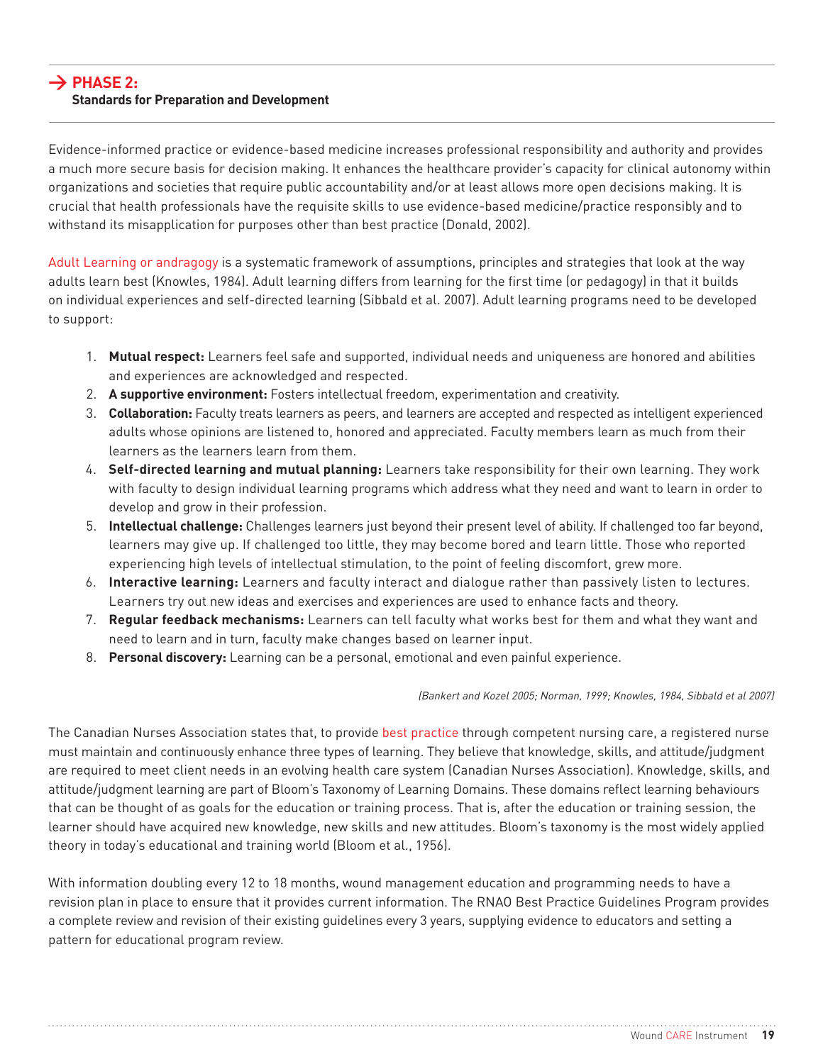## → PHASE 2:
**Standards for Preparation and Development**

Evidence-informed practice or evidence-based medicine increases professional responsibility and authority and provides a much more secure basis for decision making. It enhances the healthcare provider's capacity for clinical autonomy within organizations and societies that require public accountability and/or at least allows more open decisions making. It is crucial that health professionals have the requisite skills to use evidence-based medicine/practice responsibly and to withstand its misapplication for purposes other than best practice (Donald, 2002).

Adult Learning or andragogy is a systematic framework of assumptions, principles and strategies that look at the way adults learn best (Knowles, 1984). Adult learning differs from learning for the first time (or pedagogy) in that it builds on individual experiences and self-directed learning (Sibbald et al. 2007). Adult learning programs need to be developed to support:

1. **Mutual respect:** Learners feel safe and supported, individual needs and uniqueness are honored and abilities and experiences are acknowledged and respected.
2. **A supportive environment:** Fosters intellectual freedom, experimentation and creativity.
3. **Collaboration:** Faculty treats learners as peers, and learners are accepted and respected as intelligent experienced adults whose opinions are listened to, honored and appreciated. Faculty members learn as much from their learners as the learners learn from them.
4. **Self-directed learning and mutual planning:** Learners take responsibility for their own learning. They work with faculty to design individual learning programs which address what they need and want to learn in order to develop and grow in their profession.
5. **Intellectual challenge:** Challenges learners just beyond their present level of ability. If challenged too far beyond, learners may give up. If challenged too little, they may become bored and learn little. Those who reported experiencing high levels of intellectual stimulation, to the point of feeling discomfort, grew more.
6. **Interactive learning:** Learners and faculty interact and dialogue rather than passively listen to lectures. Learners try out new ideas and exercises and experiences are used to enhance facts and theory.
7. **Regular feedback mechanisms:** Learners can tell faculty what works best for them and what they want and need to learn and in turn, faculty make changes based on learner input.
8. **Personal discovery:** Learning can be a personal, emotional and even painful experience.

*(Bankert and Kozel 2005; Norman, 1999; Knowles, 1984, Sibbald et al 2007)*

The Canadian Nurses Association states that, to provide best practice through competent nursing care, a registered nurse must maintain and continuously enhance three types of learning. They believe that knowledge, skills, and attitude/judgment are required to meet client needs in an evolving health care system (Canadian Nurses Association). Knowledge, skills, and attitude/judgment learning are part of Bloom's Taxonomy of Learning Domains. These domains reflect learning behaviours that can be thought of as goals for the education or training process. That is, after the education or training session, the learner should have acquired new knowledge, new skills and new attitudes. Bloom's taxonomy is the most widely applied theory in today's educational and training world (Bloom et al., 1956).

With information doubling every 12 to 18 months, wound management education and programming needs to have a revision plan in place to ensure that it provides current information. The RNAO Best Practice Guidelines Program provides a complete review and revision of their existing guidelines every 3 years, supplying evidence to educators and setting a pattern for educational program review.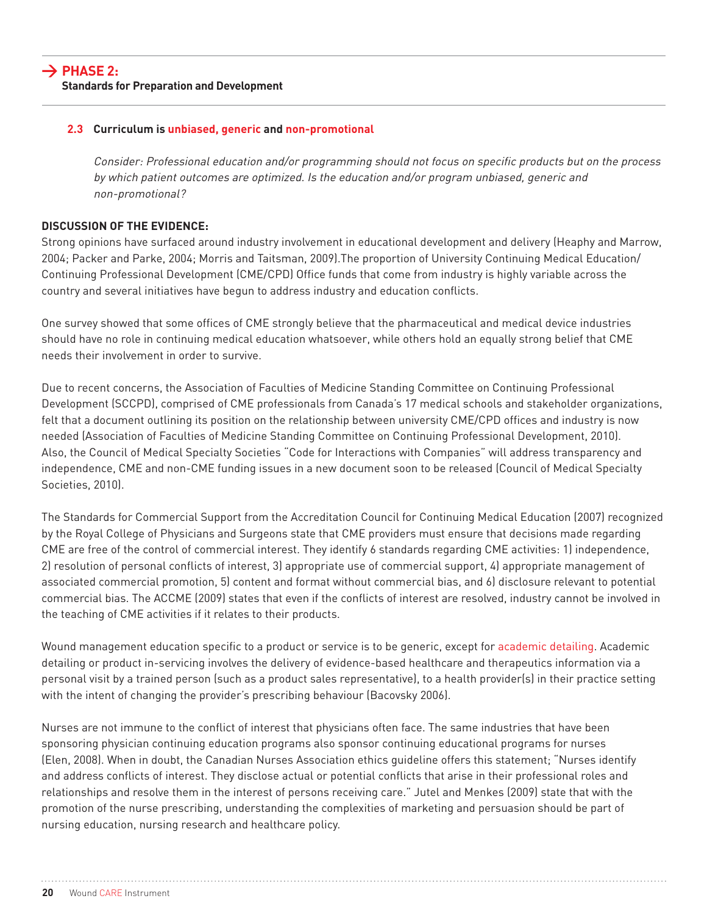## PHASE 2:
**Standards for Preparation and Development**

### 2.3 Curriculum is unbiased, generic and non-promotional

*Consider: Professional education and/or programming should not focus on specific products but on the process by which patient outcomes are optimized. Is the education and/or program unbiased, generic and non-promotional?*

**DISCUSSION OF THE EVIDENCE:**

Strong opinions have surfaced around industry involvement in educational development and delivery (Heaphy and Marrow, 2004; Packer and Parke, 2004; Morris and Taitsman, 2009).The proportion of University Continuing Medical Education/ Continuing Professional Development (CME/CPD) Office funds that come from industry is highly variable across the country and several initiatives have begun to address industry and education conflicts.

One survey showed that some offices of CME strongly believe that the pharmaceutical and medical device industries should have no role in continuing medical education whatsoever, while others hold an equally strong belief that CME needs their involvement in order to survive.

Due to recent concerns, the Association of Faculties of Medicine Standing Committee on Continuing Professional Development (SCCPD), comprised of CME professionals from Canada's 17 medical schools and stakeholder organizations, felt that a document outlining its position on the relationship between university CME/CPD offices and industry is now needed (Association of Faculties of Medicine Standing Committee on Continuing Professional Development, 2010). Also, the Council of Medical Specialty Societies "Code for Interactions with Companies" will address transparency and independence, CME and non-CME funding issues in a new document soon to be released (Council of Medical Specialty Societies, 2010).

The Standards for Commercial Support from the Accreditation Council for Continuing Medical Education (2007) recognized by the Royal College of Physicians and Surgeons state that CME providers must ensure that decisions made regarding CME are free of the control of commercial interest. They identify 6 standards regarding CME activities: 1) independence, 2) resolution of personal conflicts of interest, 3) appropriate use of commercial support, 4) appropriate management of associated commercial promotion, 5) content and format without commercial bias, and 6) disclosure relevant to potential commercial bias. The ACCME (2009) states that even if the conflicts of interest are resolved, industry cannot be involved in the teaching of CME activities if it relates to their products.

Wound management education specific to a product or service is to be generic, except for academic detailing. Academic detailing or product in-servicing involves the delivery of evidence-based healthcare and therapeutics information via a personal visit by a trained person (such as a product sales representative), to a health provider(s) in their practice setting with the intent of changing the provider's prescribing behaviour (Bacovsky 2006).

Nurses are not immune to the conflict of interest that physicians often face. The same industries that have been sponsoring physician continuing education programs also sponsor continuing educational programs for nurses (Elen, 2008). When in doubt, the Canadian Nurses Association ethics guideline offers this statement; "Nurses identify and address conflicts of interest. They disclose actual or potential conflicts that arise in their professional roles and relationships and resolve them in the interest of persons receiving care." Jutel and Menkes (2009) state that with the promotion of the nurse prescribing, understanding the complexities of marketing and persuasion should be part of nursing education, nursing research and healthcare policy.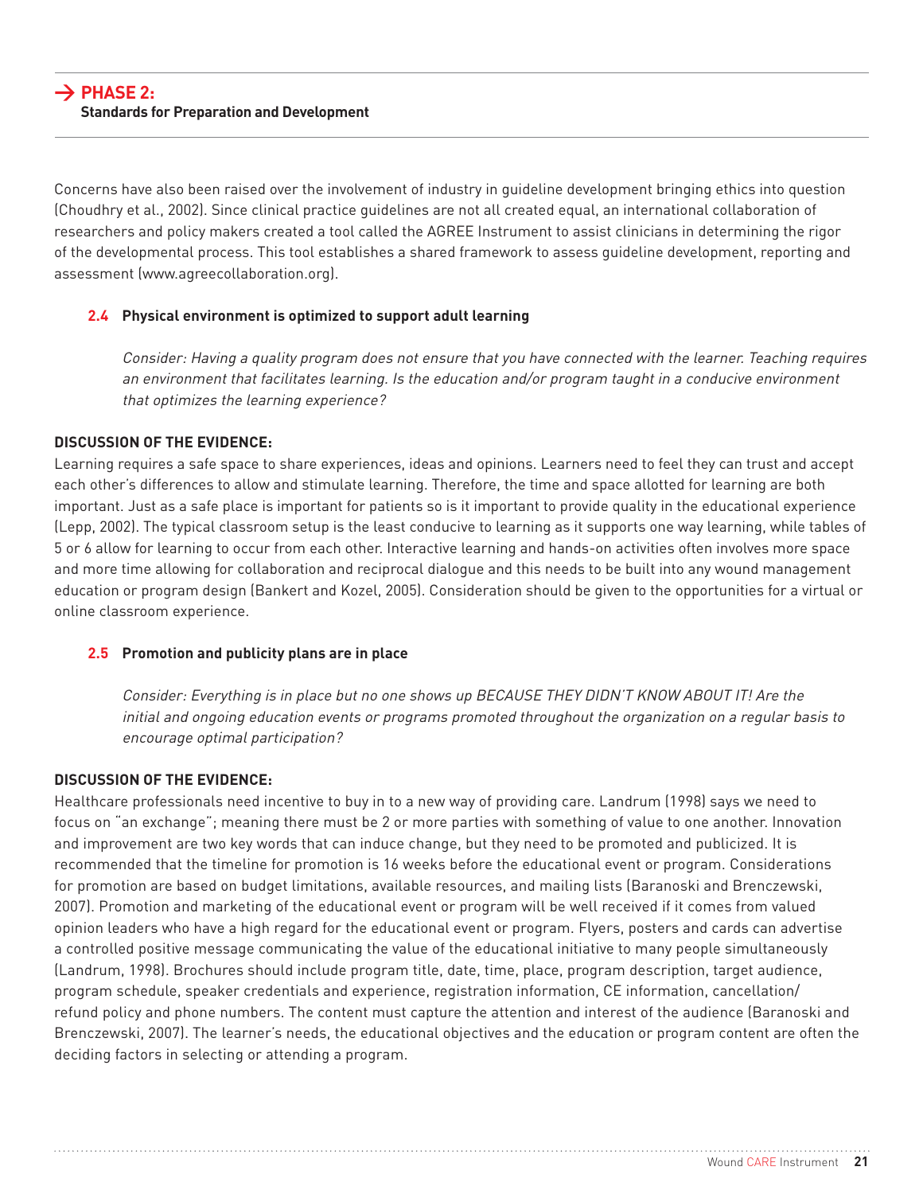## → PHASE 2:
**Standards for Preparation and Development**

Concerns have also been raised over the involvement of industry in guideline development bringing ethics into question (Choudhry et al., 2002). Since clinical practice guidelines are not all created equal, an international collaboration of researchers and policy makers created a tool called the AGREE Instrument to assist clinicians in determining the rigor of the developmental process. This tool establishes a shared framework to assess guideline development, reporting and assessment (www.agreecollaboration.org).

### 2.4 Physical environment is optimized to support adult learning

*Consider: Having a quality program does not ensure that you have connected with the learner. Teaching requires an environment that facilitates learning. Is the education and/or program taught in a conducive environment that optimizes the learning experience?*

**DISCUSSION OF THE EVIDENCE:**

Learning requires a safe space to share experiences, ideas and opinions. Learners need to feel they can trust and accept each other's differences to allow and stimulate learning. Therefore, the time and space allotted for learning are both important. Just as a safe place is important for patients so is it important to provide quality in the educational experience (Lepp, 2002). The typical classroom setup is the least conducive to learning as it supports one way learning, while tables of 5 or 6 allow for learning to occur from each other. Interactive learning and hands-on activities often involves more space and more time allowing for collaboration and reciprocal dialogue and this needs to be built into any wound management education or program design (Bankert and Kozel, 2005). Consideration should be given to the opportunities for a virtual or online classroom experience.

### 2.5 Promotion and publicity plans are in place

*Consider: Everything is in place but no one shows up BECAUSE THEY DIDN'T KNOW ABOUT IT! Are the initial and ongoing education events or programs promoted throughout the organization on a regular basis to encourage optimal participation?*

**DISCUSSION OF THE EVIDENCE:**

Healthcare professionals need incentive to buy in to a new way of providing care. Landrum (1998) says we need to focus on "an exchange"; meaning there must be 2 or more parties with something of value to one another. Innovation and improvement are two key words that can induce change, but they need to be promoted and publicized. It is recommended that the timeline for promotion is 16 weeks before the educational event or program. Considerations for promotion are based on budget limitations, available resources, and mailing lists (Baranoski and Brenczewski, 2007). Promotion and marketing of the educational event or program will be well received if it comes from valued opinion leaders who have a high regard for the educational event or program. Flyers, posters and cards can advertise a controlled positive message communicating the value of the educational initiative to many people simultaneously (Landrum, 1998). Brochures should include program title, date, time, place, program description, target audience, program schedule, speaker credentials and experience, registration information, CE information, cancellation/refund policy and phone numbers. The content must capture the attention and interest of the audience (Baranoski and Brenczewski, 2007). The learner's needs, the educational objectives and the education or program content are often the deciding factors in selecting or attending a program.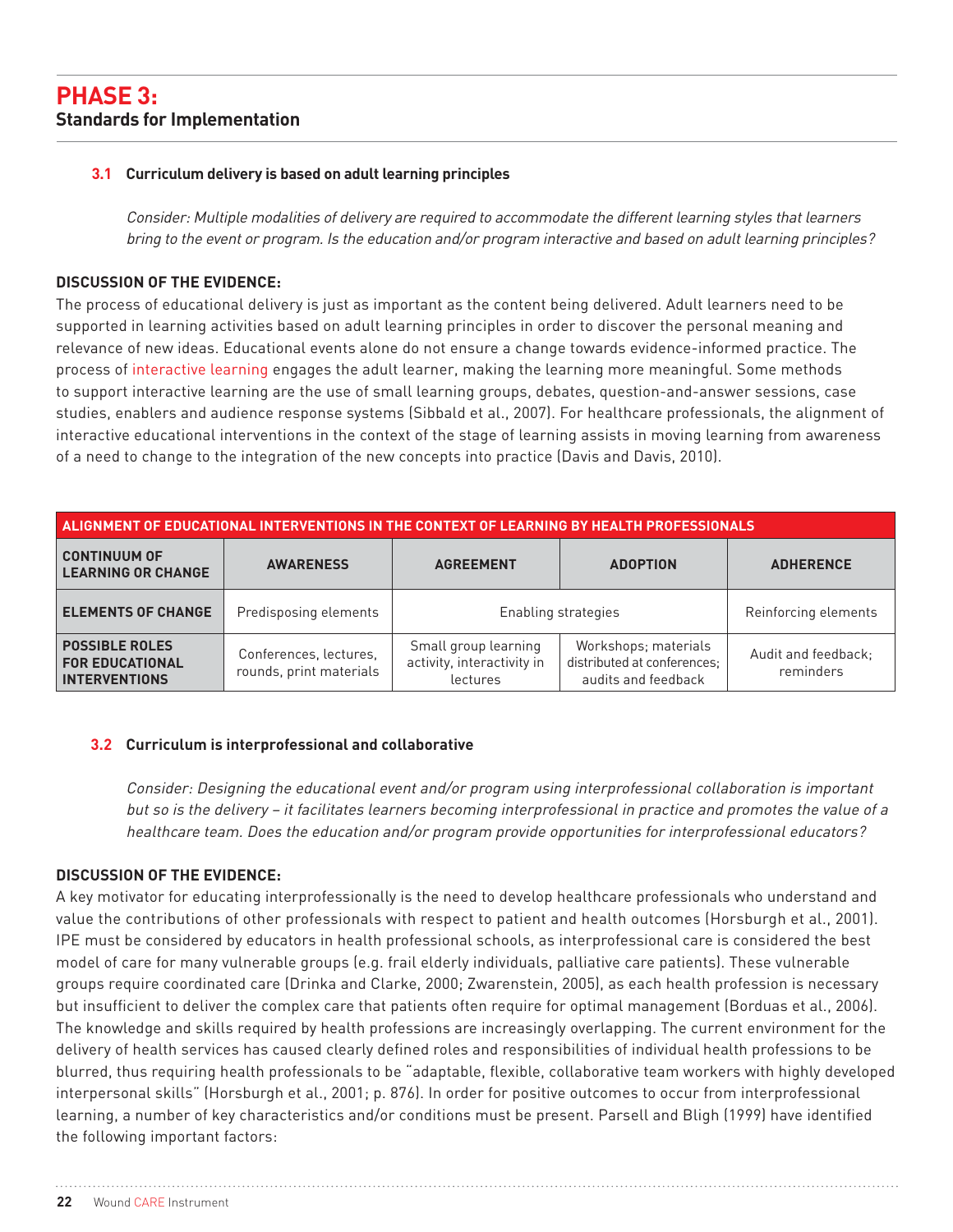# PHASE 3:
## Standards for Implementation

### 3.1 Curriculum delivery is based on adult learning principles

*Consider: Multiple modalities of delivery are required to accommodate the different learning styles that learners bring to the event or program. Is the education and/or program interactive and based on adult learning principles?*

**DISCUSSION OF THE EVIDENCE:**

The process of educational delivery is just as important as the content being delivered. Adult learners need to be supported in learning activities based on adult learning principles in order to discover the personal meaning and relevance of new ideas. Educational events alone do not ensure a change towards evidence-informed practice. The process of interactive learning engages the adult learner, making the learning more meaningful. Some methods to support interactive learning are the use of small learning groups, debates, question-and-answer sessions, case studies, enablers and audience response systems (Sibbald et al., 2007). For healthcare professionals, the alignment of interactive educational interventions in the context of the stage of learning assists in moving learning from awareness of a need to change to the integration of the new concepts into practice (Davis and Davis, 2010).

**ALIGNMENT OF EDUCATIONAL INTERVENTIONS IN THE CONTEXT OF LEARNING BY HEALTH PROFESSIONALS**

| CONTINUUM OF LEARNING OR CHANGE | AWARENESS | AGREEMENT | ADOPTION | ADHERENCE |
|---|---|---|---|---|
| ELEMENTS OF CHANGE | Predisposing elements | Enabling strategies | | Reinforcing elements |
| POSSIBLE ROLES FOR EDUCATIONAL INTERVENTIONS | Conferences, lectures, rounds, print materials | Small group learning activity, interactivity in lectures | Workshops; materials distributed at conferences; audits and feedback | Audit and feedback; reminders |

### 3.2 Curriculum is interprofessional and collaborative

*Consider: Designing the educational event and/or program using interprofessional collaboration is important but so is the delivery – it facilitates learners becoming interprofessional in practice and promotes the value of a healthcare team. Does the education and/or program provide opportunities for interprofessional educators?*

**DISCUSSION OF THE EVIDENCE:**

A key motivator for educating interprofessionally is the need to develop healthcare professionals who understand and value the contributions of other professionals with respect to patient and health outcomes (Horsburgh et al., 2001). IPE must be considered by educators in health professional schools, as interprofessional care is considered the best model of care for many vulnerable groups (e.g. frail elderly individuals, palliative care patients). These vulnerable groups require coordinated care (Drinka and Clarke, 2000; Zwarenstein, 2005), as each health profession is necessary but insufficient to deliver the complex care that patients often require for optimal management (Borduas et al., 2006). The knowledge and skills required by health professions are increasingly overlapping. The current environment for the delivery of health services has caused clearly defined roles and responsibilities of individual health professions to be blurred, thus requiring health professionals to be "adaptable, flexible, collaborative team workers with highly developed interpersonal skills" (Horsburgh et al., 2001; p. 876). In order for positive outcomes to occur from interprofessional learning, a number of key characteristics and/or conditions must be present. Parsell and Bligh (1999) have identified the following important factors: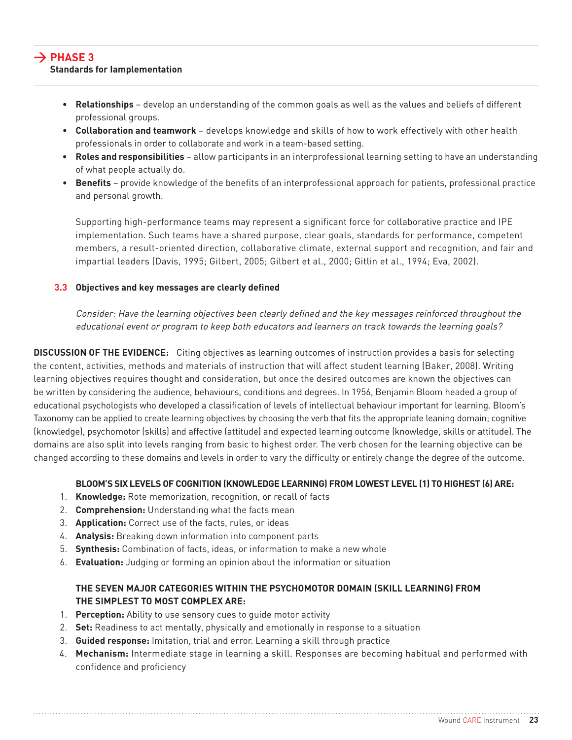- **Relationships** – develop an understanding of the common goals as well as the values and beliefs of different professional groups.
- **Collaboration and teamwork** – develops knowledge and skills of how to work effectively with other health professionals in order to collaborate and work in a team-based setting.
- **Roles and responsibilities** – allow participants in an interprofessional learning setting to have an understanding of what people actually do.
- **Benefits** – provide knowledge of the benefits of an interprofessional approach for patients, professional practice and personal growth.

Supporting high-performance teams may represent a significant force for collaborative practice and IPE implementation. Such teams have a shared purpose, clear goals, standards for performance, competent members, a result-oriented direction, collaborative climate, external support and recognition, and fair and impartial leaders (Davis, 1995; Gilbert, 2005; Gilbert et al., 2000; Gitlin et al., 1994; Eva, 2002).

### 3.3 Objectives and key messages are clearly defined

*Consider: Have the learning objectives been clearly defined and the key messages reinforced throughout the educational event or program to keep both educators and learners on track towards the learning goals?*

**DISCUSSION OF THE EVIDENCE:** Citing objectives as learning outcomes of instruction provides a basis for selecting the content, activities, methods and materials of instruction that will affect student learning (Baker, 2008). Writing learning objectives requires thought and consideration, but once the desired outcomes are known the objectives can be written by considering the audience, behaviours, conditions and degrees. In 1956, Benjamin Bloom headed a group of educational psychologists who developed a classification of levels of intellectual behaviour important for learning. Bloom's Taxonomy can be applied to create learning objectives by choosing the verb that fits the appropriate leaning domain; cognitive (knowledge), psychomotor (skills) and affective (attitude) and expected learning outcome (knowledge, skills or attitude). The domains are also split into levels ranging from basic to highest order. The verb chosen for the learning objective can be changed according to these domains and levels in order to vary the difficulty or entirely change the degree of the outcome.

**BLOOM'S SIX LEVELS OF COGNITION (KNOWLEDGE LEARNING) FROM LOWEST LEVEL (1) TO HIGHEST (6) ARE:**

1. **Knowledge:** Rote memorization, recognition, or recall of facts
2. **Comprehension:** Understanding what the facts mean
3. **Application:** Correct use of the facts, rules, or ideas
4. **Analysis:** Breaking down information into component parts
5. **Synthesis:** Combination of facts, ideas, or information to make a new whole
6. **Evaluation:** Judging or forming an opinion about the information or situation

**THE SEVEN MAJOR CATEGORIES WITHIN THE PSYCHOMOTOR DOMAIN (SKILL LEARNING) FROM THE SIMPLEST TO MOST COMPLEX ARE:**

1. **Perception:** Ability to use sensory cues to guide motor activity
2. **Set:** Readiness to act mentally, physically and emotionally in response to a situation
3. **Guided response:** Imitation, trial and error. Learning a skill through practice
4. **Mechanism:** Intermediate stage in learning a skill. Responses are becoming habitual and performed with confidence and proficiency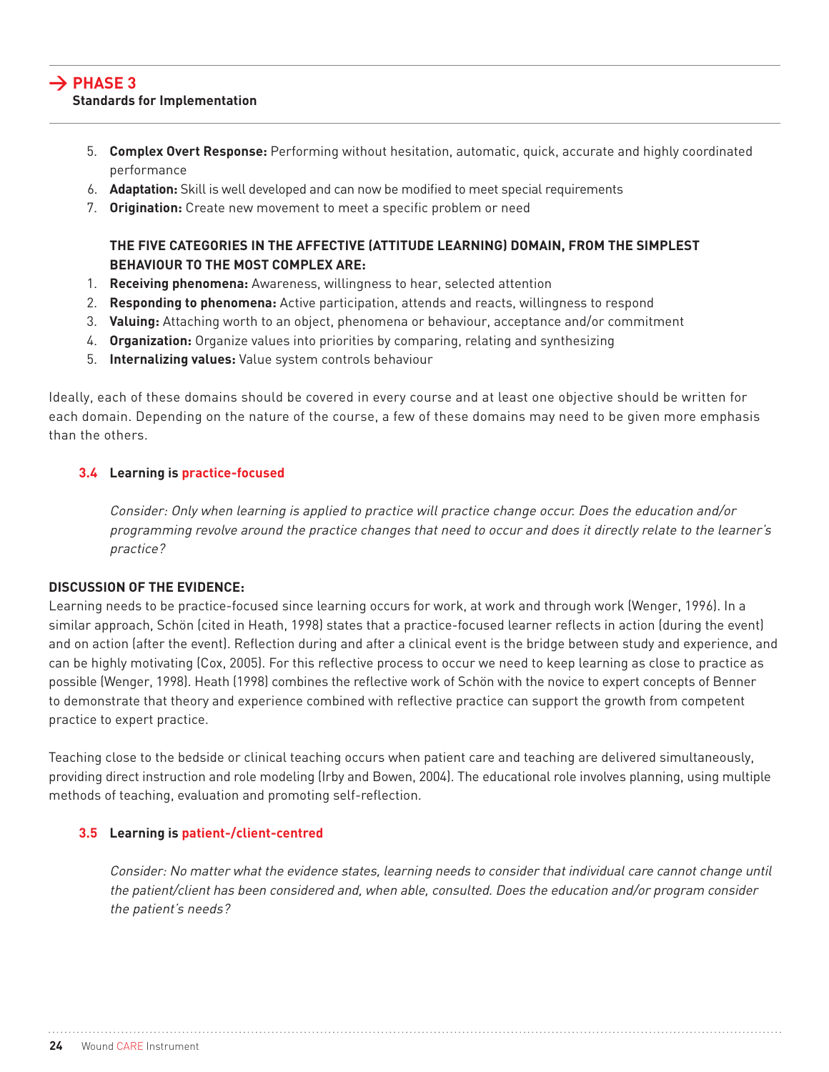5. **Complex Overt Response:** Performing without hesitation, automatic, quick, accurate and highly coordinated performance
6. **Adaptation:** Skill is well developed and can now be modified to meet special requirements
7. **Origination:** Create new movement to meet a specific problem or need

**THE FIVE CATEGORIES IN THE AFFECTIVE (ATTITUDE LEARNING) DOMAIN, FROM THE SIMPLEST BEHAVIOUR TO THE MOST COMPLEX ARE:**

1. **Receiving phenomena:** Awareness, willingness to hear, selected attention
2. **Responding to phenomena:** Active participation, attends and reacts, willingness to respond
3. **Valuing:** Attaching worth to an object, phenomena or behaviour, acceptance and/or commitment
4. **Organization:** Organize values into priorities by comparing, relating and synthesizing
5. **Internalizing values:** Value system controls behaviour

Ideally, each of these domains should be covered in every course and at least one objective should be written for each domain. Depending on the nature of the course, a few of these domains may need to be given more emphasis than the others.

### 3.4 Learning is practice-focused

*Consider: Only when learning is applied to practice will practice change occur. Does the education and/or programming revolve around the practice changes that need to occur and does it directly relate to the learner's practice?*

**DISCUSSION OF THE EVIDENCE:**

Learning needs to be practice-focused since learning occurs for work, at work and through work (Wenger, 1996). In a similar approach, Schön (cited in Heath, 1998) states that a practice-focused learner reflects in action (during the event) and on action (after the event). Reflection during and after a clinical event is the bridge between study and experience, and can be highly motivating (Cox, 2005). For this reflective process to occur we need to keep learning as close to practice as possible (Wenger, 1998). Heath (1998) combines the reflective work of Schön with the novice to expert concepts of Benner to demonstrate that theory and experience combined with reflective practice can support the growth from competent practice to expert practice.

Teaching close to the bedside or clinical teaching occurs when patient care and teaching are delivered simultaneously, providing direct instruction and role modeling (Irby and Bowen, 2004). The educational role involves planning, using multiple methods of teaching, evaluation and promoting self-reflection.

### 3.5 Learning is patient-/client-centred

*Consider: No matter what the evidence states, learning needs to consider that individual care cannot change until the patient/client has been considered and, when able, consulted. Does the education and/or program consider the patient's needs?*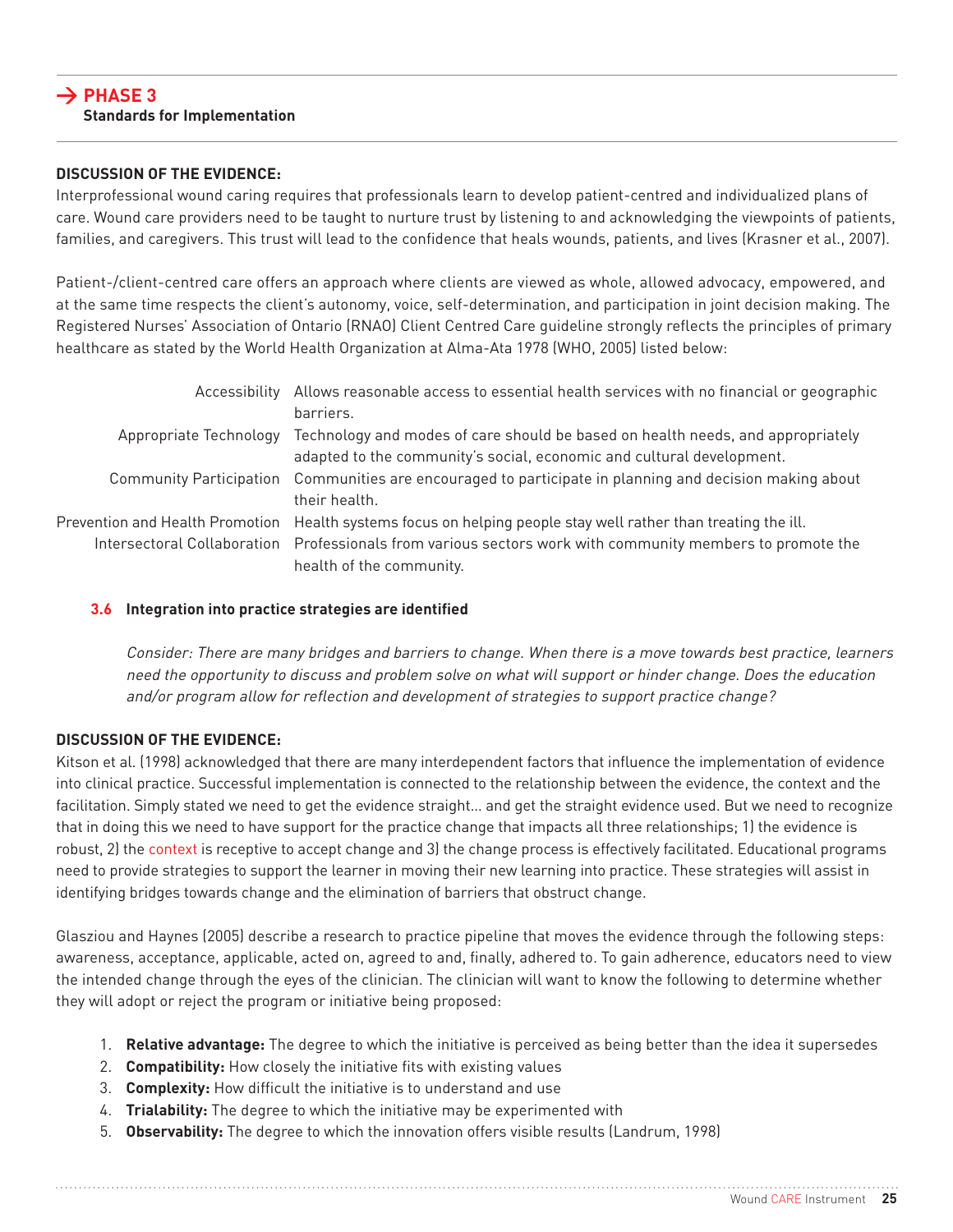## → PHASE 3
**Standards for Implementation**

**DISCUSSION OF THE EVIDENCE:**

Interprofessional wound caring requires that professionals learn to develop patient-centred and individualized plans of care. Wound care providers need to be taught to nurture trust by listening to and acknowledging the viewpoints of patients, families, and caregivers. This trust will lead to the confidence that heals wounds, patients, and lives (Krasner et al., 2007).

Patient-/client-centred care offers an approach where clients are viewed as whole, allowed advocacy, empowered, and at the same time respects the client's autonomy, voice, self-determination, and participation in joint decision making. The Registered Nurses' Association of Ontario (RNAO) Client Centred Care guideline strongly reflects the principles of primary healthcare as stated by the World Health Organization at Alma-Ata 1978 (WHO, 2005) listed below:

| | |
|---|---|
| Accessibility | Allows reasonable access to essential health services with no financial or geographic barriers. |
| Appropriate Technology | Technology and modes of care should be based on health needs, and appropriately adapted to the community's social, economic and cultural development. |
| Community Participation | Communities are encouraged to participate in planning and decision making about their health. |
| Prevention and Health Promotion | Health systems focus on helping people stay well rather than treating the ill. |
| Intersectoral Collaboration | Professionals from various sectors work with community members to promote the health of the community. |

**3.6 Integration into practice strategies are identified**

*Consider: There are many bridges and barriers to change. When there is a move towards best practice, learners need the opportunity to discuss and problem solve on what will support or hinder change. Does the education and/or program allow for reflection and development of strategies to support practice change?*

**DISCUSSION OF THE EVIDENCE:**

Kitson et al. (1998) acknowledged that there are many interdependent factors that influence the implementation of evidence into clinical practice. Successful implementation is connected to the relationship between the evidence, the context and the facilitation. Simply stated we need to get the evidence straight... and get the straight evidence used. But we need to recognize that in doing this we need to have support for the practice change that impacts all three relationships; 1) the evidence is robust, 2) the context is receptive to accept change and 3) the change process is effectively facilitated. Educational programs need to provide strategies to support the learner in moving their new learning into practice. These strategies will assist in identifying bridges towards change and the elimination of barriers that obstruct change.

Glasziou and Haynes (2005) describe a research to practice pipeline that moves the evidence through the following steps: awareness, acceptance, applicable, acted on, agreed to and, finally, adhered to. To gain adherence, educators need to view the intended change through the eyes of the clinician. The clinician will want to know the following to determine whether they will adopt or reject the program or initiative being proposed:

1. **Relative advantage:** The degree to which the initiative is perceived as being better than the idea it supersedes
2. **Compatibility:** How closely the initiative fits with existing values
3. **Complexity:** How difficult the initiative is to understand and use
4. **Trialability:** The degree to which the initiative may be experimented with
5. **Observability:** The degree to which the innovation offers visible results (Landrum, 1998)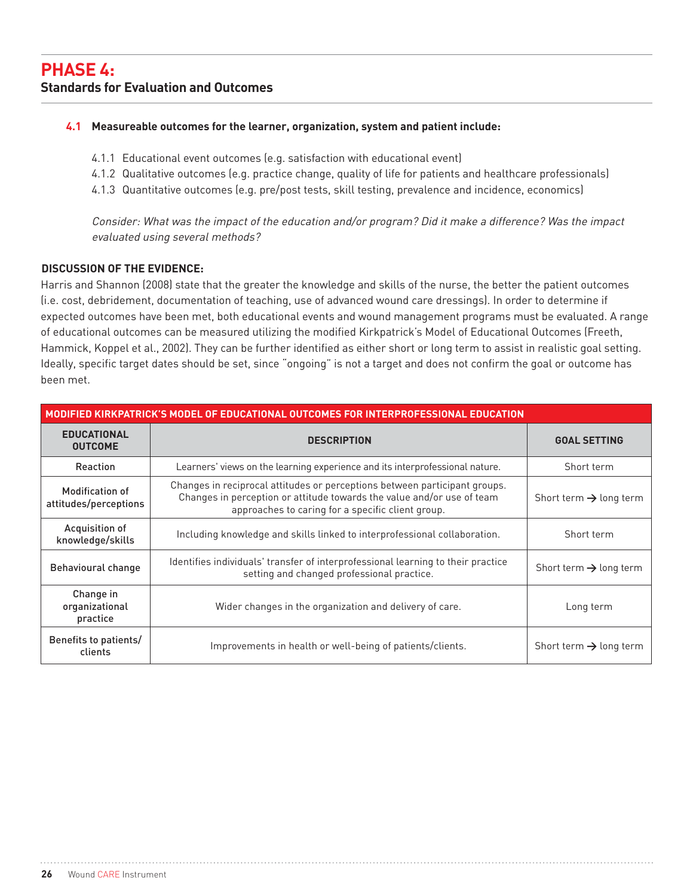# PHASE 4:
## Standards for Evaluation and Outcomes

**4.1 Measureable outcomes for the learner, organization, system and patient include:**

4.1.1 Educational event outcomes (e.g. satisfaction with educational event)
4.1.2 Qualitative outcomes (e.g. practice change, quality of life for patients and healthcare professionals)
4.1.3 Quantitative outcomes (e.g. pre/post tests, skill testing, prevalence and incidence, economics)

*Consider: What was the impact of the education and/or program? Did it make a difference? Was the impact evaluated using several methods?*

**DISCUSSION OF THE EVIDENCE:**

Harris and Shannon (2008) state that the greater the knowledge and skills of the nurse, the better the patient outcomes (i.e. cost, debridement, documentation of teaching, use of advanced wound care dressings). In order to determine if expected outcomes have been met, both educational events and wound management programs must be evaluated. A range of educational outcomes can be measured utilizing the modified Kirkpatrick's Model of Educational Outcomes (Freeth, Hammick, Koppel et al., 2002). They can be further identified as either short or long term to assist in realistic goal setting. Ideally, specific target dates should be set, since "ongoing" is not a target and does not confirm the goal or outcome has been met.

**MODIFIED KIRKPATRICK'S MODEL OF EDUCATIONAL OUTCOMES FOR INTERPROFESSIONAL EDUCATION**

| EDUCATIONAL OUTCOME | DESCRIPTION | GOAL SETTING |
|---|---|---|
| Reaction | Learners' views on the learning experience and its interprofessional nature. | Short term |
| Modification of attitudes/perceptions | Changes in reciprocal attitudes or perceptions between participant groups. Changes in perception or attitude towards the value and/or use of team approaches to caring for a specific client group. | Short term → long term |
| Acquisition of knowledge/skills | Including knowledge and skills linked to interprofessional collaboration. | Short term |
| Behavioural change | Identifies individuals' transfer of interprofessional learning to their practice setting and changed professional practice. | Short term → long term |
| Change in organizational practice | Wider changes in the organization and delivery of care. | Long term |
| Benefits to patients/ clients | Improvements in health or well-being of patients/clients. | Short term → long term |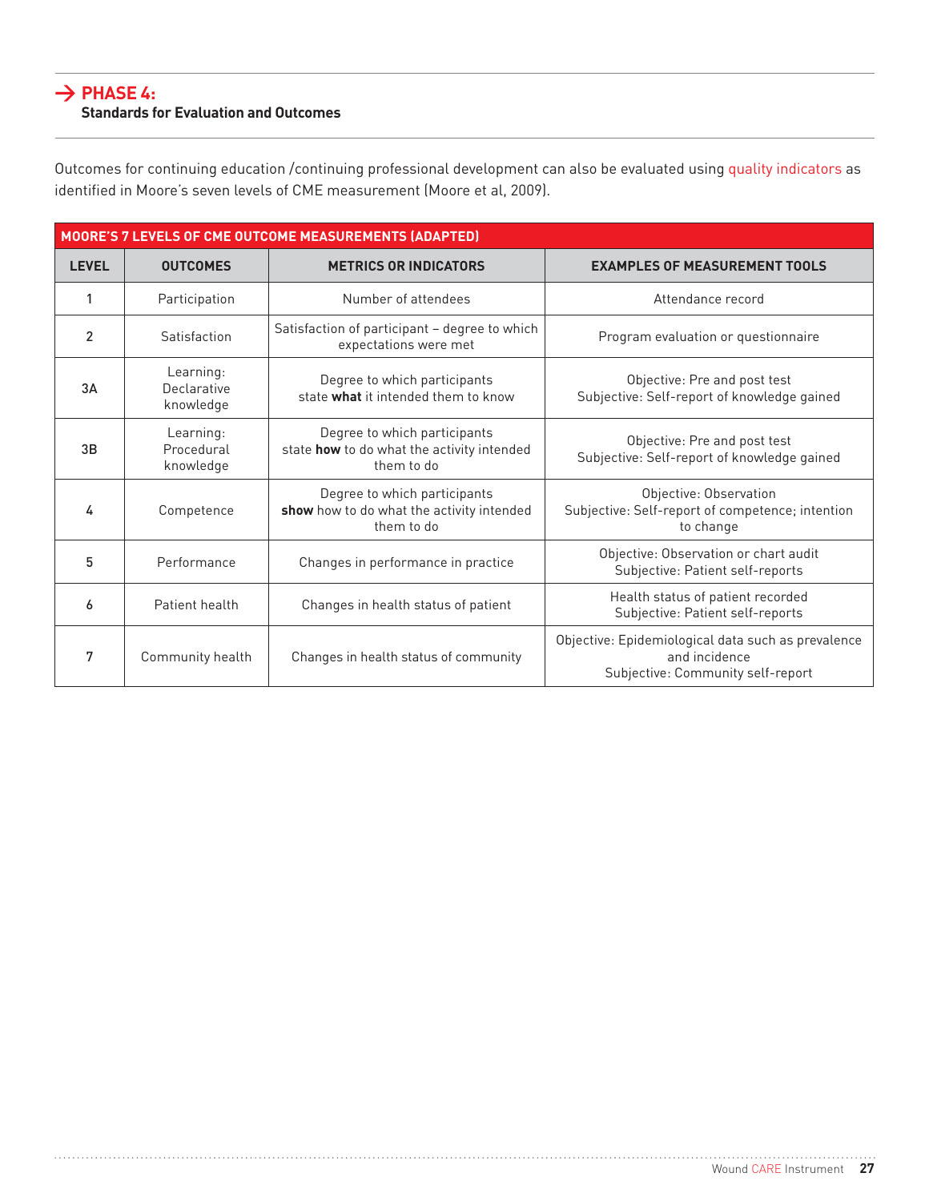## PHASE 4:

**Standards for Evaluation and Outcomes**

Outcomes for continuing education /continuing professional development can also be evaluated using quality indicators as identified in Moore's seven levels of CME measurement (Moore et al, 2009).

| MOORE'S 7 LEVELS OF CME OUTCOME MEASUREMENTS (ADAPTED) | | | |
|---|---|---|---|
| **LEVEL** | **OUTCOMES** | **METRICS OR INDICATORS** | **EXAMPLES OF MEASUREMENT TOOLS** |
| 1 | Participation | Number of attendees | Attendance record |
| 2 | Satisfaction | Satisfaction of participant – degree to which expectations were met | Program evaluation or questionnaire |
| 3A | Learning: Declarative knowledge | Degree to which participants state **what** it intended them to know | Objective: Pre and post test<br>Subjective: Self-report of knowledge gained |
| 3B | Learning: Procedural knowledge | Degree to which participants state **how** to do what the activity intended them to do | Objective: Pre and post test<br>Subjective: Self-report of knowledge gained |
| 4 | Competence | Degree to which participants **show** how to do what the activity intended them to do | Objective: Observation<br>Subjective: Self-report of competence; intention to change |
| 5 | Performance | Changes in performance in practice | Objective: Observation or chart audit<br>Subjective: Patient self-reports |
| 6 | Patient health | Changes in health status of patient | Health status of patient recorded<br>Subjective: Patient self-reports |
| 7 | Community health | Changes in health status of community | Objective: Epidemiological data such as prevalence and incidence<br>Subjective: Community self-report |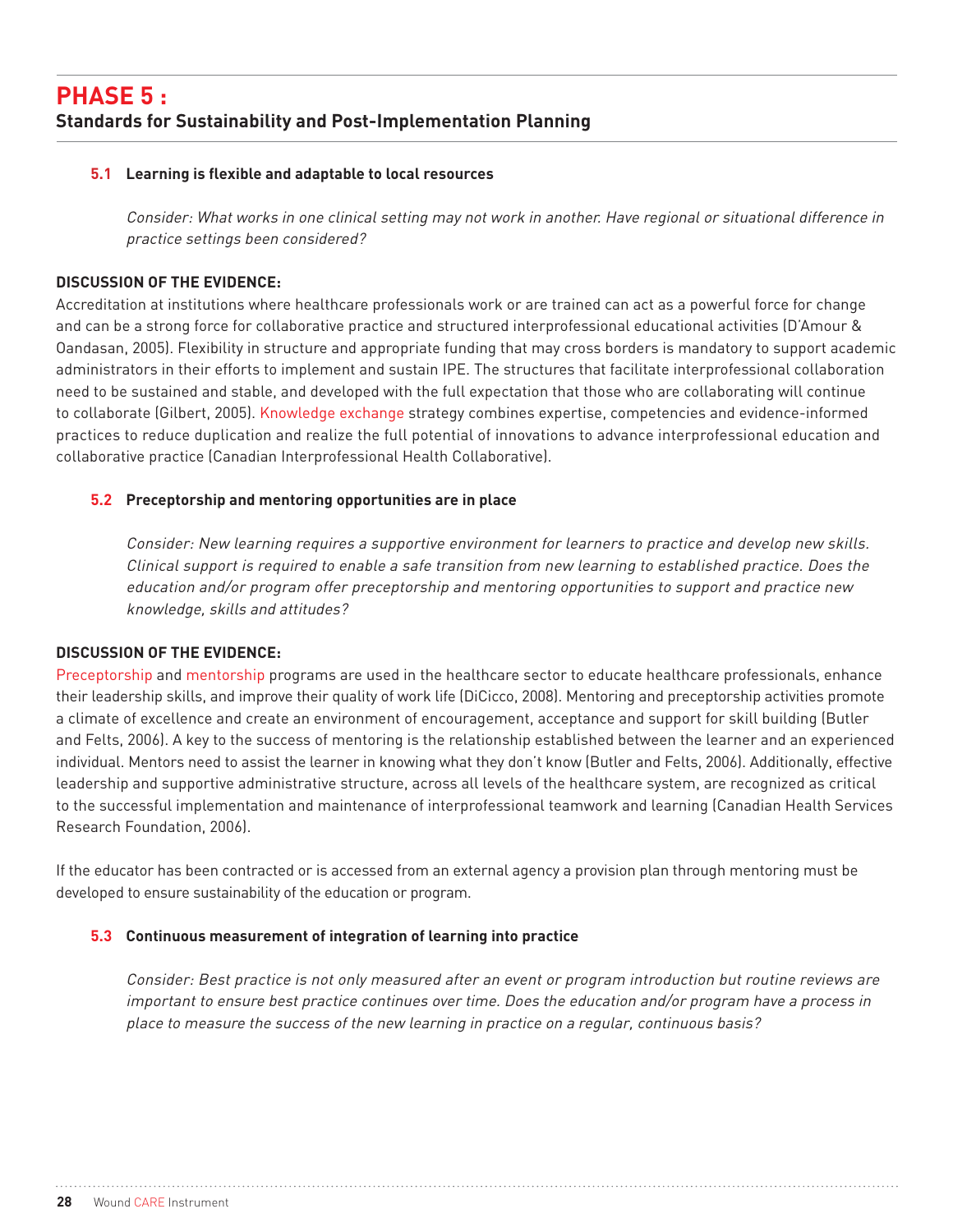# PHASE 5 :

## Standards for Sustainability and Post-Implementation Planning

### 5.1 Learning is flexible and adaptable to local resources

*Consider: What works in one clinical setting may not work in another. Have regional or situational difference in practice settings been considered?*

**DISCUSSION OF THE EVIDENCE:**

Accreditation at institutions where healthcare professionals work or are trained can act as a powerful force for change and can be a strong force for collaborative practice and structured interprofessional educational activities (D'Amour & Oandasan, 2005). Flexibility in structure and appropriate funding that may cross borders is mandatory to support academic administrators in their efforts to implement and sustain IPE. The structures that facilitate interprofessional collaboration need to be sustained and stable, and developed with the full expectation that those who are collaborating will continue to collaborate (Gilbert, 2005). Knowledge exchange strategy combines expertise, competencies and evidence-informed practices to reduce duplication and realize the full potential of innovations to advance interprofessional education and collaborative practice (Canadian Interprofessional Health Collaborative).

### 5.2 Preceptorship and mentoring opportunities are in place

*Consider: New learning requires a supportive environment for learners to practice and develop new skills. Clinical support is required to enable a safe transition from new learning to established practice. Does the education and/or program offer preceptorship and mentoring opportunities to support and practice new knowledge, skills and attitudes?*

**DISCUSSION OF THE EVIDENCE:**

Preceptorship and mentorship programs are used in the healthcare sector to educate healthcare professionals, enhance their leadership skills, and improve their quality of work life (DiCicco, 2008). Mentoring and preceptorship activities promote a climate of excellence and create an environment of encouragement, acceptance and support for skill building (Butler and Felts, 2006). A key to the success of mentoring is the relationship established between the learner and an experienced individual. Mentors need to assist the learner in knowing what they don't know (Butler and Felts, 2006). Additionally, effective leadership and supportive administrative structure, across all levels of the healthcare system, are recognized as critical to the successful implementation and maintenance of interprofessional teamwork and learning (Canadian Health Services Research Foundation, 2006).

If the educator has been contracted or is accessed from an external agency a provision plan through mentoring must be developed to ensure sustainability of the education or program.

### 5.3 Continuous measurement of integration of learning into practice

*Consider: Best practice is not only measured after an event or program introduction but routine reviews are important to ensure best practice continues over time. Does the education and/or program have a process in place to measure the success of the new learning in practice on a regular, continuous basis?*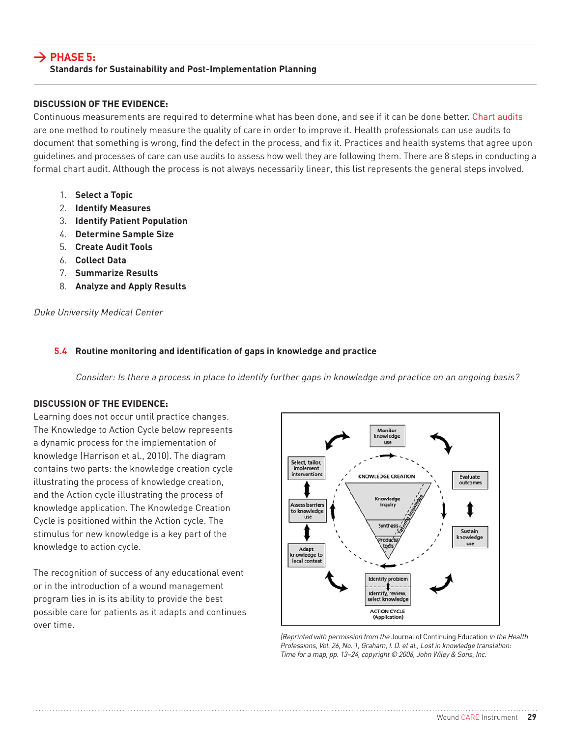## → PHASE 5:
**Standards for Sustainability and Post-Implementation Planning**

**DISCUSSION OF THE EVIDENCE:**

Continuous measurements are required to determine what has been done, and see if it can be done better. Chart audits are one method to routinely measure the quality of care in order to improve it. Health professionals can use audits to document that something is wrong, find the defect in the process, and fix it. Practices and health systems that agree upon guidelines and processes of care can use audits to assess how well they are following them. There are 8 steps in conducting a formal chart audit. Although the process is not always necessarily linear, this list represents the general steps involved.

1. **Select a Topic**
2. **Identify Measures**
3. **Identify Patient Population**
4. **Determine Sample Size**
5. **Create Audit Tools**
6. **Collect Data**
7. **Summarize Results**
8. **Analyze and Apply Results**

*Duke University Medical Center*

### 5.4 Routine monitoring and identification of gaps in knowledge and practice

*Consider: Is there a process in place to identify further gaps in knowledge and practice on an ongoing basis?*

**DISCUSSION OF THE EVIDENCE:**

Learning does not occur until practice changes. The Knowledge to Action Cycle below represents a dynamic process for the implementation of knowledge (Harrison et al., 2010). The diagram contains two parts: the knowledge creation cycle illustrating the process of knowledge creation, and the Action cycle illustrating the process of knowledge application. The Knowledge Creation Cycle is positioned within the Action cycle. The stimulus for new knowledge is a key part of the knowledge to action cycle.

The recognition of success of any educational event or in the introduction of a wound management program lies in is its ability to provide the best possible care for patients as it adapts and continues over time.

Monitor knowledge use

Select, tailor, implement interventions

Evaluate outcomes

KNOWLEDGE CREATION

Knowledge inquiry

Tailoring knowledge

Synthesis

Products/tools

Assess barriers to knowledge use

Sustain knowledge use

Adapt knowledge to local context

Identify problem

Identify, review, select knowledge

ACTION CYCLE (Application)

*(Reprinted with permission from the* Journal of Continuing Education *in the Health Professions, Vol. 26, No. 1, Graham, I. D. et al., Lost in knowledge translation: Time for a map, pp. 13–24, copyright © 2006, John Wiley & Sons, Inc.*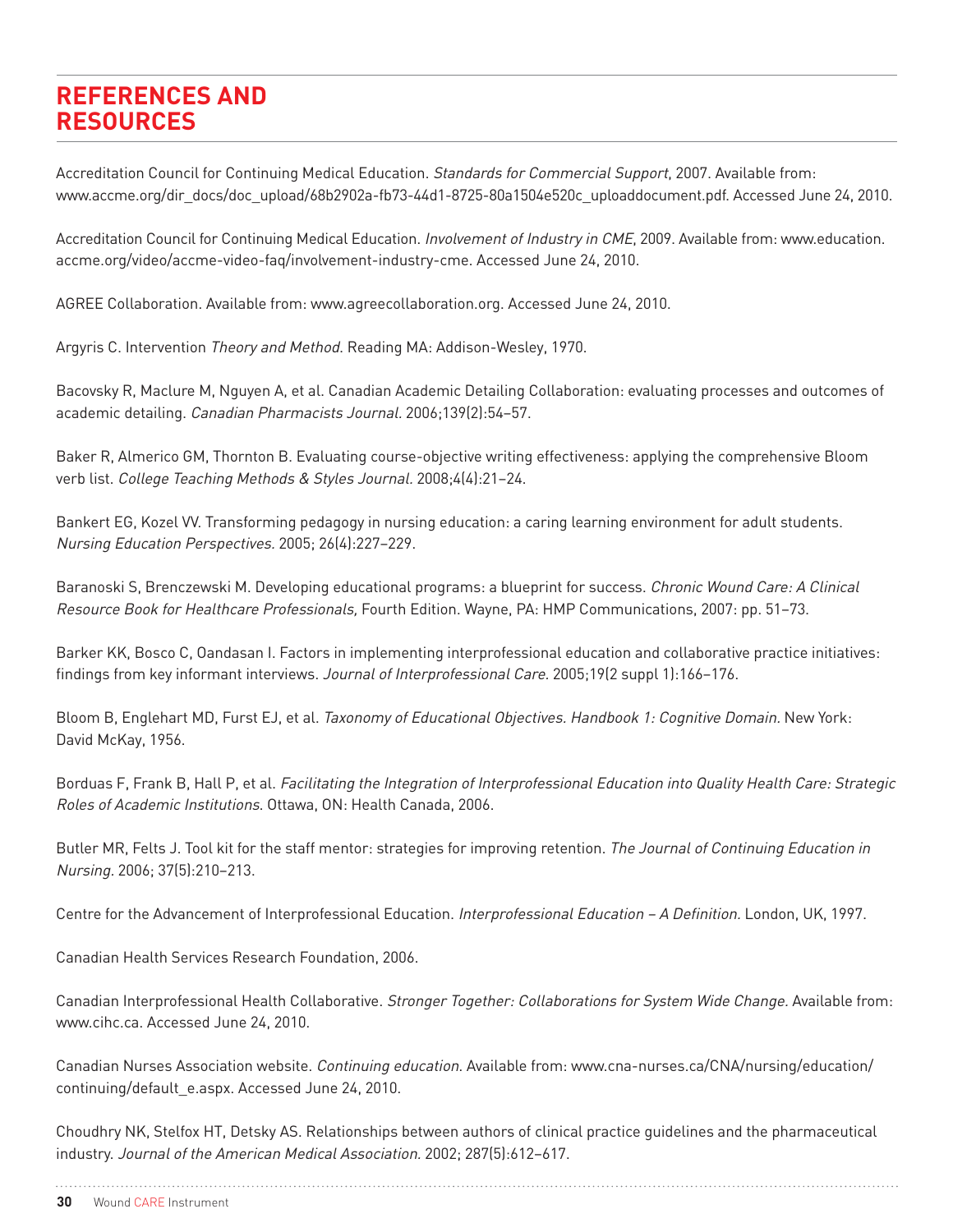# REFERENCES AND RESOURCES

Accreditation Council for Continuing Medical Education. *Standards for Commercial Support*, 2007. Available from: www.accme.org/dir_docs/doc_upload/68b2902a-fb73-44d1-8725-80a1504e520c_uploaddocument.pdf. Accessed June 24, 2010.

Accreditation Council for Continuing Medical Education. *Involvement of Industry in CME*, 2009. Available from: www.education.accme.org/video/accme-video-faq/involvement-industry-cme. Accessed June 24, 2010.

AGREE Collaboration. Available from: www.agreecollaboration.org. Accessed June 24, 2010.

Argyris C. Intervention *Theory and Method*. Reading MA: Addison-Wesley, 1970.

Bacovsky R, Maclure M, Nguyen A, et al. Canadian Academic Detailing Collaboration: evaluating processes and outcomes of academic detailing. *Canadian Pharmacists Journal*. 2006;139(2):54–57.

Baker R, Almerico GM, Thornton B. Evaluating course-objective writing effectiveness: applying the comprehensive Bloom verb list. *College Teaching Methods & Styles Journal*. 2008;4(4):21–24.

Bankert EG, Kozel VV. Transforming pedagogy in nursing education: a caring learning environment for adult students. *Nursing Education Perspectives*. 2005; 26(4):227–229.

Baranoski S, Brenczewski M. Developing educational programs: a blueprint for success. *Chronic Wound Care: A Clinical Resource Book for Healthcare Professionals,* Fourth Edition. Wayne, PA: HMP Communications, 2007: pp. 51–73.

Barker KK, Bosco C, Oandasan I. Factors in implementing interprofessional education and collaborative practice initiatives: findings from key informant interviews. *Journal of Interprofessional Care*. 2005;19(2 suppl 1):166–176.

Bloom B, Englehart MD, Furst EJ, et al. *Taxonomy of Educational Objectives. Handbook 1: Cognitive Domain*. New York: David McKay, 1956.

Borduas F, Frank B, Hall P, et al. *Facilitating the Integration of Interprofessional Education into Quality Health Care: Strategic Roles of Academic Institutions*. Ottawa, ON: Health Canada, 2006.

Butler MR, Felts J. Tool kit for the staff mentor: strategies for improving retention. *The Journal of Continuing Education in Nursing*. 2006; 37(5):210–213.

Centre for the Advancement of Interprofessional Education. *Interprofessional Education – A Definition*. London, UK, 1997.

Canadian Health Services Research Foundation, 2006.

Canadian Interprofessional Health Collaborative. *Stronger Together: Collaborations for System Wide Change*. Available from: www.cihc.ca. Accessed June 24, 2010.

Canadian Nurses Association website. *Continuing education*. Available from: www.cna-nurses.ca/CNA/nursing/education/continuing/default_e.aspx. Accessed June 24, 2010.

Choudhry NK, Stelfox HT, Detsky AS. Relationships between authors of clinical practice guidelines and the pharmaceutical industry. *Journal of the American Medical Association*. 2002; 287(5):612–617.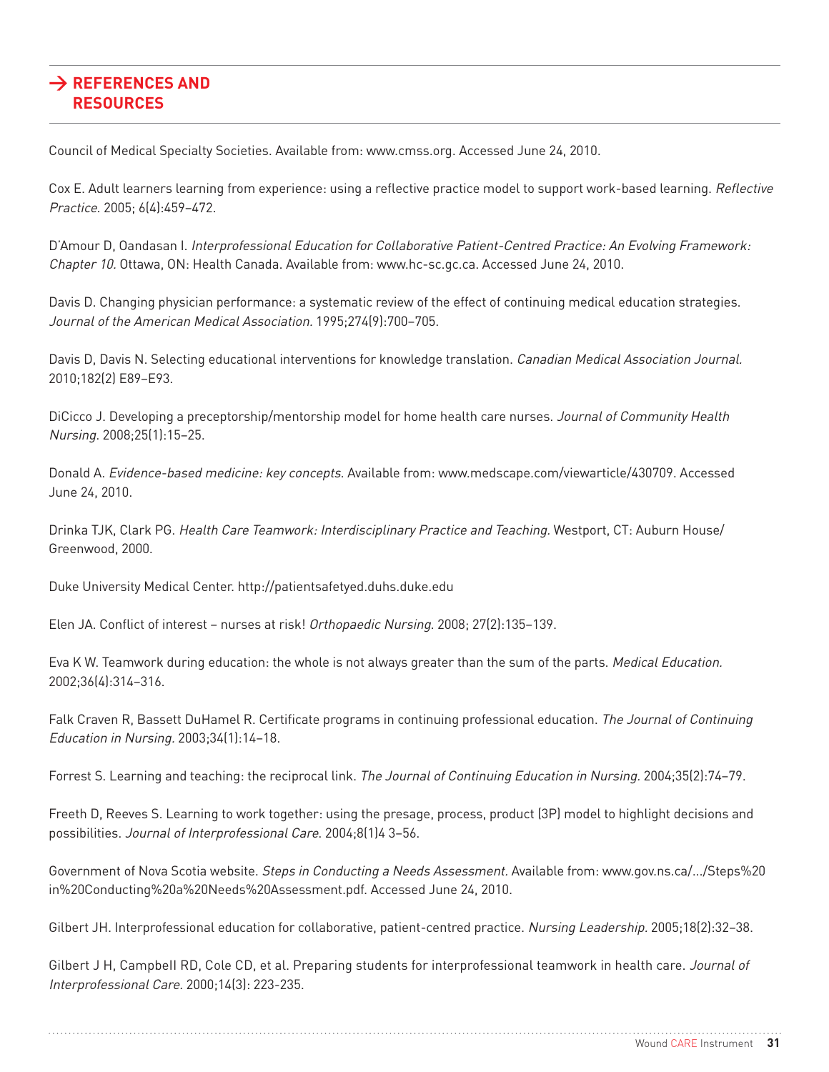## → REFERENCES AND RESOURCES

Council of Medical Specialty Societies. Available from: www.cmss.org. Accessed June 24, 2010.

Cox E. Adult learners learning from experience: using a reflective practice model to support work-based learning. *Reflective Practice*. 2005; 6(4):459–472.

D'Amour D, Oandasan I. *Interprofessional Education for Collaborative Patient-Centred Practice: An Evolving Framework: Chapter 10.* Ottawa, ON: Health Canada. Available from: www.hc-sc.gc.ca. Accessed June 24, 2010.

Davis D. Changing physician performance: a systematic review of the effect of continuing medical education strategies. *Journal of the American Medical Association.* 1995;274(9):700–705.

Davis D, Davis N. Selecting educational interventions for knowledge translation. *Canadian Medical Association Journal.* 2010;182(2) E89–E93.

DiCicco J. Developing a preceptorship/mentorship model for home health care nurses. *Journal of Community Health Nursing*. 2008;25(1):15–25.

Donald A. *Evidence-based medicine: key concepts*. Available from: www.medscape.com/viewarticle/430709. Accessed June 24, 2010.

Drinka TJK, Clark PG. *Health Care Teamwork: Interdisciplinary Practice and Teaching.* Westport, CT: Auburn House/Greenwood, 2000.

Duke University Medical Center. http://patientsafetyed.duhs.duke.edu

Elen JA. Conflict of interest – nurses at risk! *Orthopaedic Nursing*. 2008; 27(2):135–139.

Eva K W. Teamwork during education: the whole is not always greater than the sum of the parts. *Medical Education.* 2002;36(4):314–316.

Falk Craven R, Bassett DuHamel R. Certificate programs in continuing professional education. *The Journal of Continuing Education in Nursing*. 2003;34(1):14–18.

Forrest S. Learning and teaching: the reciprocal link. *The Journal of Continuing Education in Nursing*. 2004;35(2):74–79.

Freeth D, Reeves S. Learning to work together: using the presage, process, product (3P) model to highlight decisions and possibilities. *Journal of Interprofessional Care*. 2004;8(1)4 3–56.

Government of Nova Scotia website. *Steps in Conducting a Needs Assessment.* Available from: www.gov.ns.ca/.../Steps%20in%20Conducting%20a%20Needs%20Assessment.pdf. Accessed June 24, 2010.

Gilbert JH. Interprofessional education for collaborative, patient-centred practice. *Nursing Leadership.* 2005;18(2):32–38.

Gilbert J H, Campbell RD, Cole CD, et al. Preparing students for interprofessional teamwork in health care. *Journal of Interprofessional Care.* 2000;14(3): 223-235.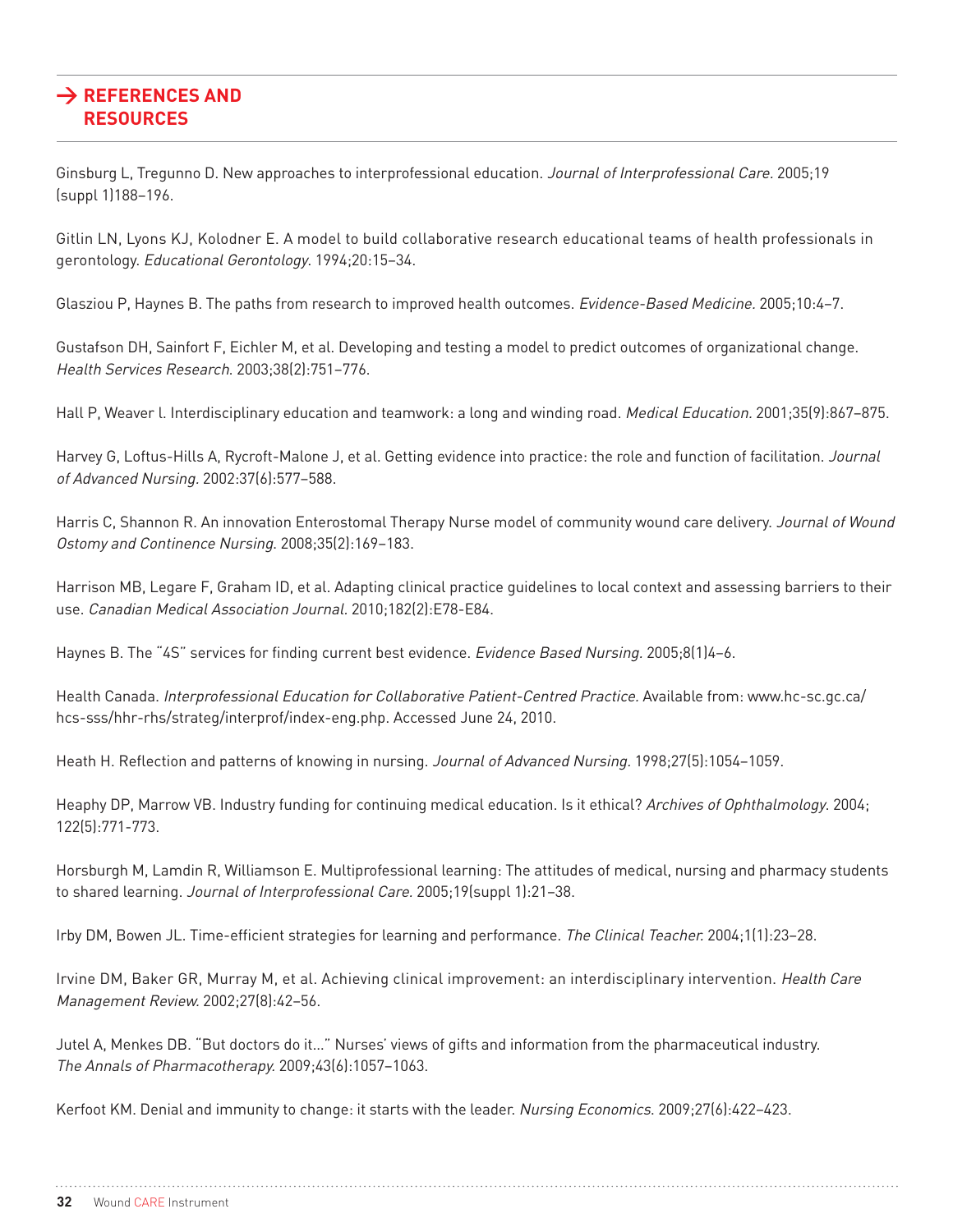## → REFERENCES AND RESOURCES

Ginsburg L, Tregunno D. New approaches to interprofessional education. *Journal of Interprofessional Care.* 2005;19 (suppl 1)188–196.

Gitlin LN, Lyons KJ, Kolodner E. A model to build collaborative research educational teams of health professionals in gerontology. *Educational Gerontology.* 1994;20:15–34.

Glasziou P, Haynes B. The paths from research to improved health outcomes. *Evidence-Based Medicine.* 2005;10:4–7.

Gustafson DH, Sainfort F, Eichler M, et al. Developing and testing a model to predict outcomes of organizational change. *Health Services Research.* 2003;38(2):751–776.

Hall P, Weaver l. Interdisciplinary education and teamwork: a long and winding road. *Medical Education.* 2001;35(9):867–875.

Harvey G, Loftus-Hills A, Rycroft-Malone J, et al. Getting evidence into practice: the role and function of facilitation. *Journal of Advanced Nursing.* 2002:37(6):577–588.

Harris C, Shannon R. An innovation Enterostomal Therapy Nurse model of community wound care delivery. *Journal of Wound Ostomy and Continence Nursing.* 2008;35(2):169–183.

Harrison MB, Legare F, Graham ID, et al. Adapting clinical practice guidelines to local context and assessing barriers to their use. *Canadian Medical Association Journal.* 2010;182(2):E78-E84.

Haynes B. The "4S" services for finding current best evidence. *Evidence Based Nursing.* 2005;8(1)4–6.

Health Canada. *Interprofessional Education for Collaborative Patient-Centred Practice.* Available from: www.hc-sc.gc.ca/hcs-sss/hhr-rhs/strateg/interprof/index-eng.php. Accessed June 24, 2010.

Heath H. Reflection and patterns of knowing in nursing. *Journal of Advanced Nursing.* 1998;27(5):1054–1059.

Heaphy DP, Marrow VB. Industry funding for continuing medical education. Is it ethical? *Archives of Ophthalmology.* 2004; 122(5):771-773.

Horsburgh M, Lamdin R, Williamson E. Multiprofessional learning: The attitudes of medical, nursing and pharmacy students to shared learning. *Journal of Interprofessional Care.* 2005;19(suppl 1):21–38.

Irby DM, Bowen JL. Time-efficient strategies for learning and performance. *The Clinical Teacher.* 2004;1(1):23–28.

Irvine DM, Baker GR, Murray M, et al. Achieving clinical improvement: an interdisciplinary intervention. *Health Care Management Review.* 2002;27(8):42–56.

Jutel A, Menkes DB. "But doctors do it..." Nurses' views of gifts and information from the pharmaceutical industry. *The Annals of Pharmacotherapy.* 2009;43(6):1057–1063.

Kerfoot KM. Denial and immunity to change: it starts with the leader. *Nursing Economics.* 2009;27(6):422–423.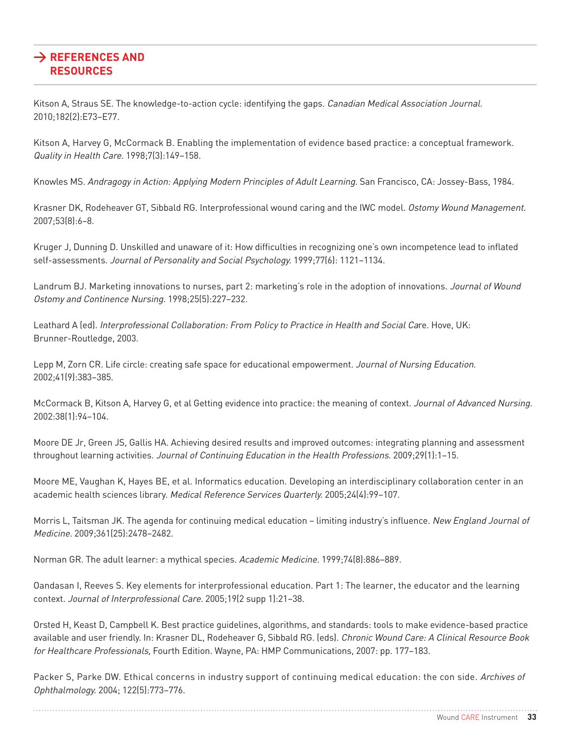## → REFERENCES AND RESOURCES

Kitson A, Straus SE. The knowledge-to-action cycle: identifying the gaps. *Canadian Medical Association Journal.* 2010;182(2):E73–E77.

Kitson A, Harvey G, McCormack B. Enabling the implementation of evidence based practice: a conceptual framework. *Quality in Health Care.* 1998;7(3):149–158.

Knowles MS. *Andragogy in Action: Applying Modern Principles of Adult Learning.* San Francisco, CA: Jossey-Bass, 1984.

Krasner DK, Rodeheaver GT, Sibbald RG. Interprofessional wound caring and the IWC model. *Ostomy Wound Management.* 2007;53(8):6–8.

Kruger J, Dunning D. Unskilled and unaware of it: How difficulties in recognizing one's own incompetence lead to inflated self-assessments. *Journal of Personality and Social Psychology.* 1999;77(6): 1121–1134.

Landrum BJ. Marketing innovations to nurses, part 2: marketing's role in the adoption of innovations. *Journal of Wound Ostomy and Continence Nursing.* 1998;25(5):227–232.

Leathard A (ed). *Interprofessional Collaboration: From Policy to Practice in Health and Social Ca*re. Hove, UK: Brunner-Routledge, 2003.

Lepp M, Zorn CR. Life circle: creating safe space for educational empowerment. *Journal of Nursing Education.* 2002;41(9):383–385.

McCormack B, Kitson A, Harvey G, et al Getting evidence into practice: the meaning of context. *Journal of Advanced Nursing.* 2002:38(1):94–104.

Moore DE Jr, Green JS, Gallis HA. Achieving desired results and improved outcomes: integrating planning and assessment throughout learning activities. *Journal of Continuing Education in the Health Professions.* 2009;29(1):1–15.

Moore ME, Vaughan K, Hayes BE, et al. Informatics education. Developing an interdisciplinary collaboration center in an academic health sciences library. *Medical Reference Services Quarterly.* 2005;24(4):99–107.

Morris L, Taitsman JK. The agenda for continuing medical education – limiting industry's influence. *New England Journal of Medicine.* 2009;361(25):2478–2482.

Norman GR. The adult learner: a mythical species. *Academic Medicine.* 1999;74(8):886–889.

Oandasan I, Reeves S. Key elements for interprofessional education. Part 1: The learner, the educator and the learning context. *Journal of Interprofessional Care.* 2005;19(2 supp 1):21–38.

Orsted H, Keast D, Campbell K. Best practice guidelines, algorithms, and standards: tools to make evidence-based practice available and user friendly. In: Krasner DL, Rodeheaver G, Sibbald RG. (eds). *Chronic Wound Care: A Clinical Resource Book for Healthcare Professionals,* Fourth Edition. Wayne, PA: HMP Communications, 2007: pp. 177–183.

Packer S, Parke DW. Ethical concerns in industry support of continuing medical education: the con side. *Archives of Ophthalmology.* 2004; 122(5):773–776.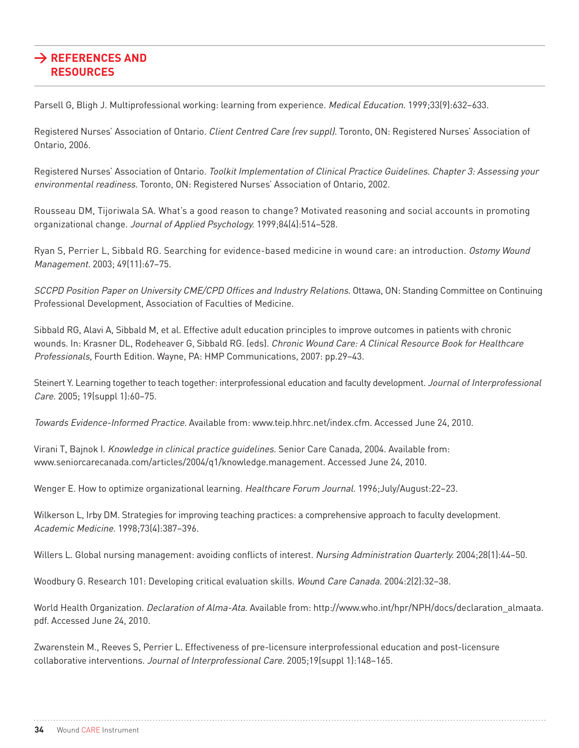## → REFERENCES AND RESOURCES

Parsell G, Bligh J. Multiprofessional working: learning from experience. *Medical Education.* 1999;33(9):632–633.

Registered Nurses' Association of Ontario. *Client Centred Care (rev suppl).* Toronto, ON: Registered Nurses' Association of Ontario, 2006.

Registered Nurses' Association of Ontario. *Toolkit Implementation of Clinical Practice Guidelines. Chapter 3: Assessing your environmental readiness.* Toronto, ON: Registered Nurses' Association of Ontario, 2002.

Rousseau DM, Tijoriwala SA. What's a good reason to change? Motivated reasoning and social accounts in promoting organizational change. *Journal of Applied Psychology.* 1999;84(4):514–528.

Ryan S, Perrier L, Sibbald RG. Searching for evidence-based medicine in wound care: an introduction. *Ostomy Wound Management.* 2003; 49(11):67–75.

*SCCPD Position Paper on University CME/CPD Offices and Industry Relations*. Ottawa, ON: Standing Committee on Continuing Professional Development, Association of Faculties of Medicine.

Sibbald RG, Alavi A, Sibbald M, et al. Effective adult education principles to improve outcomes in patients with chronic wounds. In: Krasner DL, Rodeheaver G, Sibbald RG. (eds). *Chronic Wound Care: A Clinical Resource Book for Healthcare Professionals*, Fourth Edition. Wayne, PA: HMP Communications, 2007: pp.29–43.

Steinert Y. Learning together to teach together: interprofessional education and faculty development. *Journal of Interprofessional Care.* 2005; 19(suppl 1):60–75.

*Towards Evidence-Informed Practice.* Available from: www.teip.hhrc.net/index.cfm. Accessed June 24, 2010.

Virani T, Bajnok I. *Knowledge in clinical practice guidelines.* Senior Care Canada, 2004. Available from: www.seniorcarecanada.com/articles/2004/q1/knowledge.management. Accessed June 24, 2010.

Wenger E. How to optimize organizational learning. *Healthcare Forum Journal.* 1996;July/August:22–23.

Wilkerson L, Irby DM. Strategies for improving teaching practices: a comprehensive approach to faculty development. *Academic Medicine.* 1998;73(4):387–396.

Willers L. Global nursing management: avoiding conflicts of interest. *Nursing Administration Quarterly.* 2004;28(1):44–50.

Woodbury G. Research 101: Developing critical evaluation skills. *Wou*nd *Care Canada.* 2004:2(2):32–38.

World Health Organization. *Declaration of Alma-Ata.* Available from: http://www.who.int/hpr/NPH/docs/declaration_almaata.pdf. Accessed June 24, 2010.

Zwarenstein M., Reeves S, Perrier L. Effectiveness of pre-licensure interprofessional education and post-licensure collaborative interventions. *Journal of Interprofessional Care.* 2005;19(suppl 1):148–165.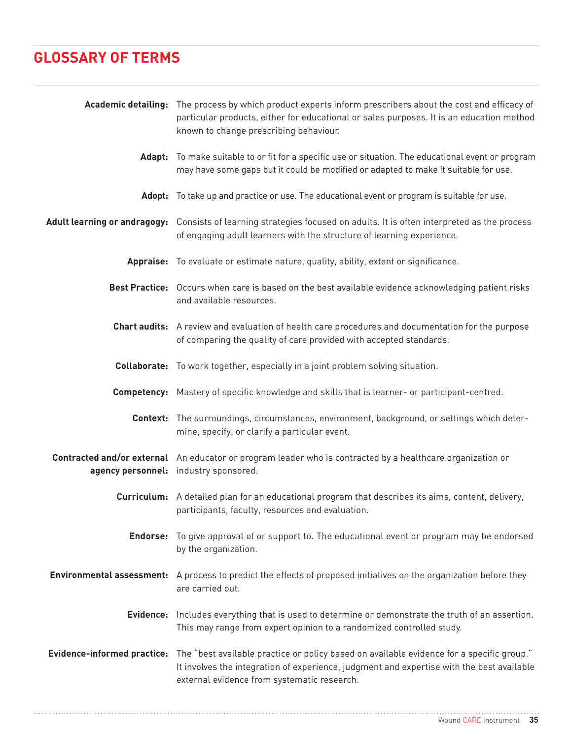## GLOSSARY OF TERMS

**Academic detailing:** The process by which product experts inform prescribers about the cost and efficacy of particular products, either for educational or sales purposes. It is an education method known to change prescribing behaviour.

**Adapt:** To make suitable to or fit for a specific use or situation. The educational event or program may have some gaps but it could be modified or adapted to make it suitable for use.

**Adopt:** To take up and practice or use. The educational event or program is suitable for use.

**Adult learning or andragogy:** Consists of learning strategies focused on adults. It is often interpreted as the process of engaging adult learners with the structure of learning experience.

**Appraise:** To evaluate or estimate nature, quality, ability, extent or significance.

**Best Practice:** Occurs when care is based on the best available evidence acknowledging patient risks and available resources.

**Chart audits:** A review and evaluation of health care procedures and documentation for the purpose of comparing the quality of care provided with accepted standards.

**Collaborate:** To work together, especially in a joint problem solving situation.

**Competency:** Mastery of specific knowledge and skills that is learner- or participant-centred.

**Context:** The surroundings, circumstances, environment, background, or settings which determine, specify, or clarify a particular event.

**Contracted and/or external agency personnel:** An educator or program leader who is contracted by a healthcare organization or industry sponsored.

**Curriculum:** A detailed plan for an educational program that describes its aims, content, delivery, participants, faculty, resources and evaluation.

**Endorse:** To give approval of or support to. The educational event or program may be endorsed by the organization.

**Environmental assessment:** A process to predict the effects of proposed initiatives on the organization before they are carried out.

**Evidence:** Includes everything that is used to determine or demonstrate the truth of an assertion. This may range from expert opinion to a randomized controlled study.

**Evidence-informed practice:** The "best available practice or policy based on available evidence for a specific group." It involves the integration of experience, judgment and expertise with the best available external evidence from systematic research.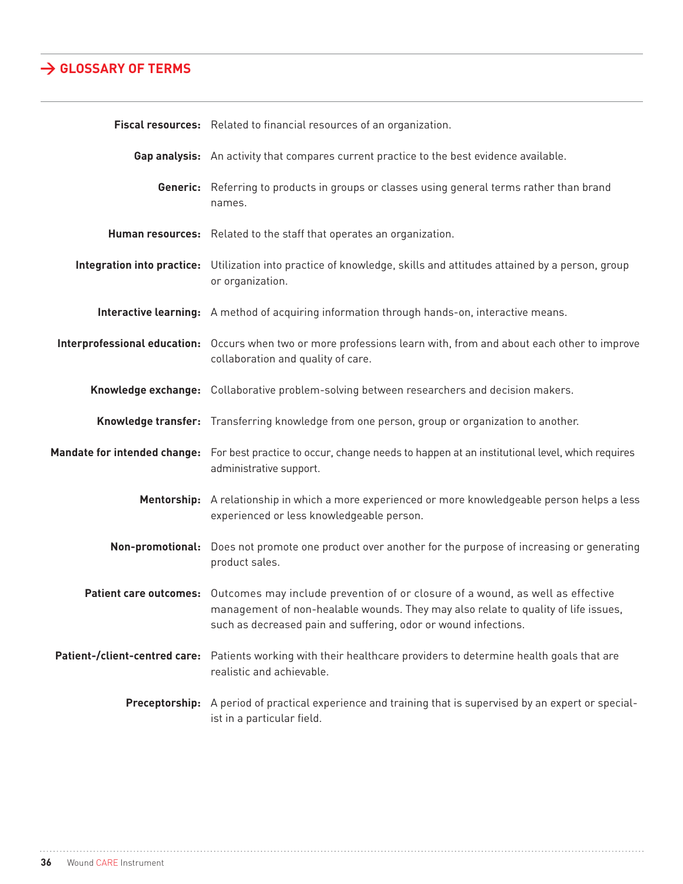## → GLOSSARY OF TERMS

**Fiscal resources:** Related to financial resources of an organization.

**Gap analysis:** An activity that compares current practice to the best evidence available.

**Generic:** Referring to products in groups or classes using general terms rather than brand names.

**Human resources:** Related to the staff that operates an organization.

**Integration into practice:** Utilization into practice of knowledge, skills and attitudes attained by a person, group or organization.

**Interactive learning:** A method of acquiring information through hands-on, interactive means.

**Interprofessional education:** Occurs when two or more professions learn with, from and about each other to improve collaboration and quality of care.

**Knowledge exchange:** Collaborative problem-solving between researchers and decision makers.

**Knowledge transfer:** Transferring knowledge from one person, group or organization to another.

**Mandate for intended change:** For best practice to occur, change needs to happen at an institutional level, which requires administrative support.

**Mentorship:** A relationship in which a more experienced or more knowledgeable person helps a less experienced or less knowledgeable person.

**Non-promotional:** Does not promote one product over another for the purpose of increasing or generating product sales.

**Patient care outcomes:** Outcomes may include prevention of or closure of a wound, as well as effective management of non-healable wounds. They may also relate to quality of life issues, such as decreased pain and suffering, odor or wound infections.

**Patient-/client-centred care:** Patients working with their healthcare providers to determine health goals that are realistic and achievable.

**Preceptorship:** A period of practical experience and training that is supervised by an expert or specialist in a particular field.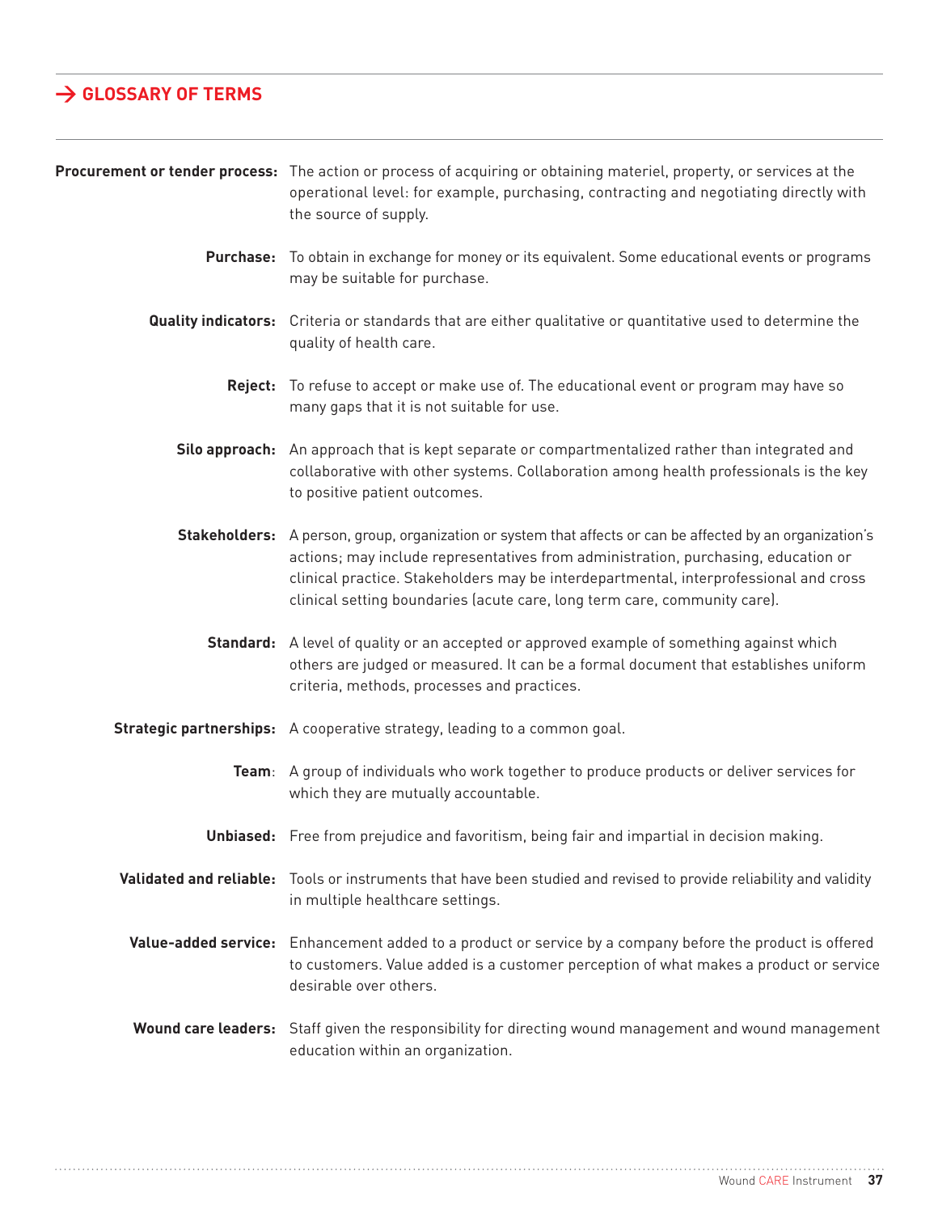## → GLOSSARY OF TERMS

**Procurement or tender process:** The action or process of acquiring or obtaining materiel, property, or services at the operational level: for example, purchasing, contracting and negotiating directly with the source of supply.

**Purchase:** To obtain in exchange for money or its equivalent. Some educational events or programs may be suitable for purchase.

**Quality indicators:** Criteria or standards that are either qualitative or quantitative used to determine the quality of health care.

**Reject:** To refuse to accept or make use of. The educational event or program may have so many gaps that it is not suitable for use.

**Silo approach:** An approach that is kept separate or compartmentalized rather than integrated and collaborative with other systems. Collaboration among health professionals is the key to positive patient outcomes.

**Stakeholders:** A person, group, organization or system that affects or can be affected by an organization's actions; may include representatives from administration, purchasing, education or clinical practice. Stakeholders may be interdepartmental, interprofessional and cross clinical setting boundaries (acute care, long term care, community care).

**Standard:** A level of quality or an accepted or approved example of something against which others are judged or measured. It can be a formal document that establishes uniform criteria, methods, processes and practices.

**Strategic partnerships:** A cooperative strategy, leading to a common goal.

**Team**: A group of individuals who work together to produce products or deliver services for which they are mutually accountable.

**Unbiased:** Free from prejudice and favoritism, being fair and impartial in decision making.

**Validated and reliable:** Tools or instruments that have been studied and revised to provide reliability and validity in multiple healthcare settings.

**Value-added service:** Enhancement added to a product or service by a company before the product is offered to customers. Value added is a customer perception of what makes a product or service desirable over others.

**Wound care leaders:** Staff given the responsibility for directing wound management and wound management education within an organization.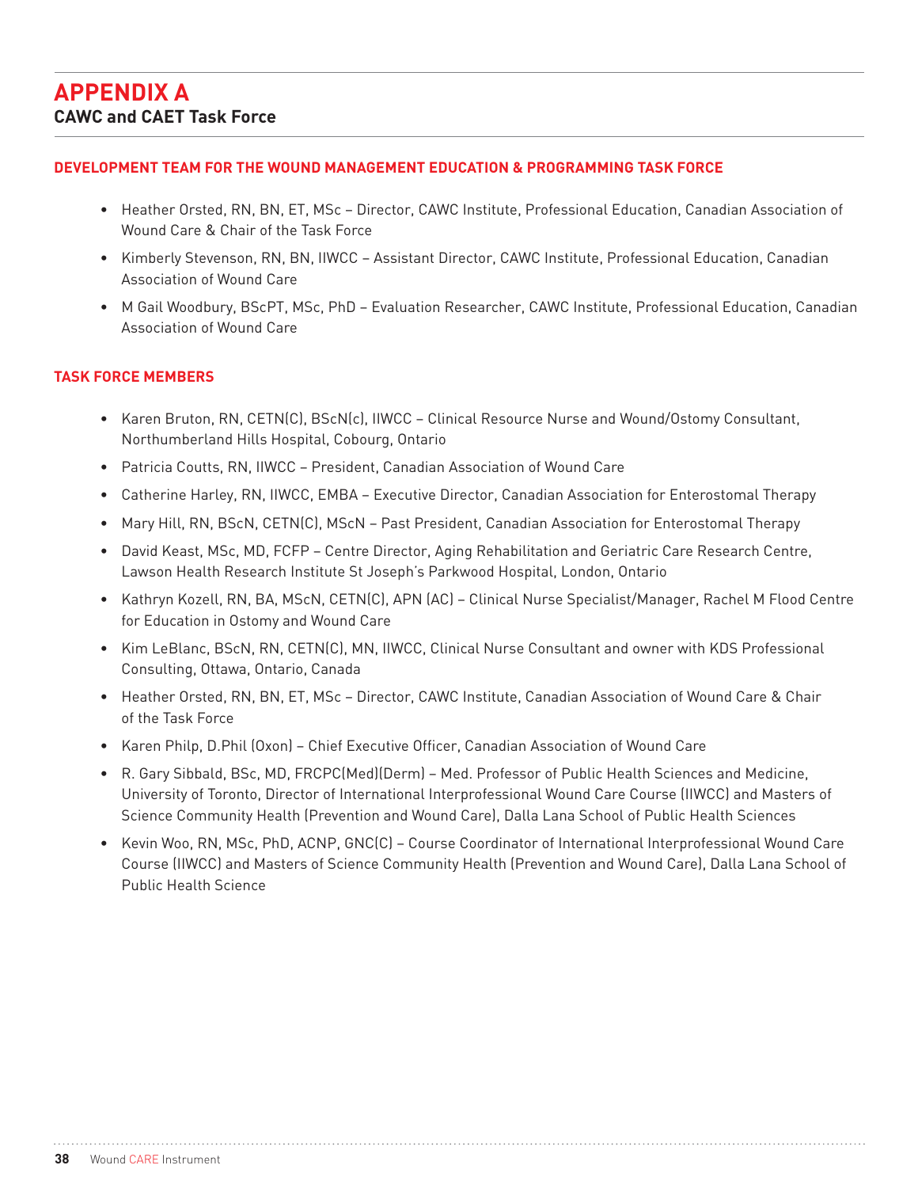# APPENDIX A
## CAWC and CAET Task Force

### DEVELOPMENT TEAM FOR THE WOUND MANAGEMENT EDUCATION & PROGRAMMING TASK FORCE

- Heather Orsted, RN, BN, ET, MSc – Director, CAWC Institute, Professional Education, Canadian Association of Wound Care & Chair of the Task Force
- Kimberly Stevenson, RN, BN, IIWCC – Assistant Director, CAWC Institute, Professional Education, Canadian Association of Wound Care
- M Gail Woodbury, BScPT, MSc, PhD – Evaluation Researcher, CAWC Institute, Professional Education, Canadian Association of Wound Care

### TASK FORCE MEMBERS

- Karen Bruton, RN, CETN(C), BScN(c), IIWCC – Clinical Resource Nurse and Wound/Ostomy Consultant, Northumberland Hills Hospital, Cobourg, Ontario
- Patricia Coutts, RN, IIWCC – President, Canadian Association of Wound Care
- Catherine Harley, RN, IIWCC, EMBA – Executive Director, Canadian Association for Enterostomal Therapy
- Mary Hill, RN, BScN, CETN(C), MScN – Past President, Canadian Association for Enterostomal Therapy
- David Keast, MSc, MD, FCFP – Centre Director, Aging Rehabilitation and Geriatric Care Research Centre, Lawson Health Research Institute St Joseph's Parkwood Hospital, London, Ontario
- Kathryn Kozell, RN, BA, MScN, CETN(C), APN (AC) – Clinical Nurse Specialist/Manager, Rachel M Flood Centre for Education in Ostomy and Wound Care
- Kim LeBlanc, BScN, RN, CETN(C), MN, IIWCC, Clinical Nurse Consultant and owner with KDS Professional Consulting, Ottawa, Ontario, Canada
- Heather Orsted, RN, BN, ET, MSc – Director, CAWC Institute, Canadian Association of Wound Care & Chair of the Task Force
- Karen Philp, D.Phil (Oxon) – Chief Executive Officer, Canadian Association of Wound Care
- R. Gary Sibbald, BSc, MD, FRCPC(Med)(Derm) – Med. Professor of Public Health Sciences and Medicine, University of Toronto, Director of International Interprofessional Wound Care Course (IIWCC) and Masters of Science Community Health (Prevention and Wound Care), Dalla Lana School of Public Health Sciences
- Kevin Woo, RN, MSc, PhD, ACNP, GNC(C) – Course Coordinator of International Interprofessional Wound Care Course (IIWCC) and Masters of Science Community Health (Prevention and Wound Care), Dalla Lana School of Public Health Science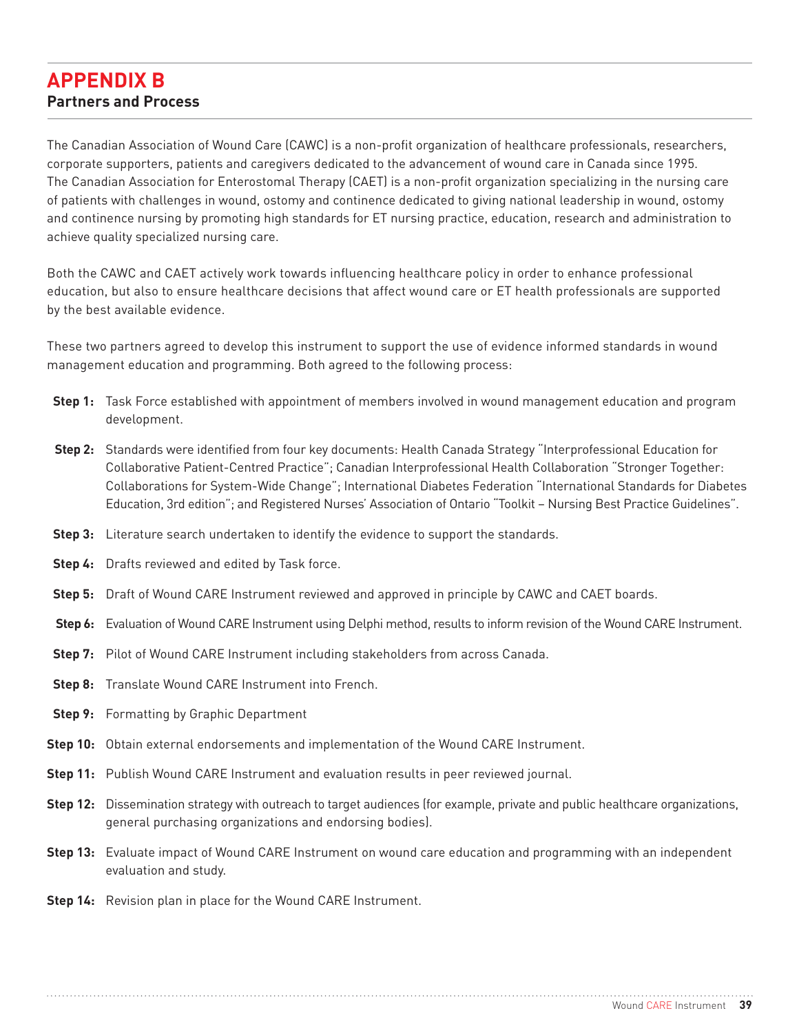# APPENDIX B

## Partners and Process

The Canadian Association of Wound Care (CAWC) is a non-profit organization of healthcare professionals, researchers, corporate supporters, patients and caregivers dedicated to the advancement of wound care in Canada since 1995. The Canadian Association for Enterostomal Therapy (CAET) is a non-profit organization specializing in the nursing care of patients with challenges in wound, ostomy and continence dedicated to giving national leadership in wound, ostomy and continence nursing by promoting high standards for ET nursing practice, education, research and administration to achieve quality specialized nursing care.

Both the CAWC and CAET actively work towards influencing healthcare policy in order to enhance professional education, but also to ensure healthcare decisions that affect wound care or ET health professionals are supported by the best available evidence.

These two partners agreed to develop this instrument to support the use of evidence informed standards in wound management education and programming. Both agreed to the following process:

**Step 1:** Task Force established with appointment of members involved in wound management education and program development.

**Step 2:** Standards were identified from four key documents: Health Canada Strategy "Interprofessional Education for Collaborative Patient-Centred Practice"; Canadian Interprofessional Health Collaboration "Stronger Together: Collaborations for System-Wide Change"; International Diabetes Federation "International Standards for Diabetes Education, 3rd edition"; and Registered Nurses' Association of Ontario "Toolkit – Nursing Best Practice Guidelines".

**Step 3:** Literature search undertaken to identify the evidence to support the standards.

**Step 4:** Drafts reviewed and edited by Task force.

**Step 5:** Draft of Wound CARE Instrument reviewed and approved in principle by CAWC and CAET boards.

**Step 6:** Evaluation of Wound CARE Instrument using Delphi method, results to inform revision of the Wound CARE Instrument.

**Step 7:** Pilot of Wound CARE Instrument including stakeholders from across Canada.

**Step 8:** Translate Wound CARE Instrument into French.

**Step 9:** Formatting by Graphic Department

**Step 10:** Obtain external endorsements and implementation of the Wound CARE Instrument.

**Step 11:** Publish Wound CARE Instrument and evaluation results in peer reviewed journal.

**Step 12:** Dissemination strategy with outreach to target audiences (for example, private and public healthcare organizations, general purchasing organizations and endorsing bodies).

**Step 13:** Evaluate impact of Wound CARE Instrument on wound care education and programming with an independent evaluation and study.

**Step 14:** Revision plan in place for the Wound CARE Instrument.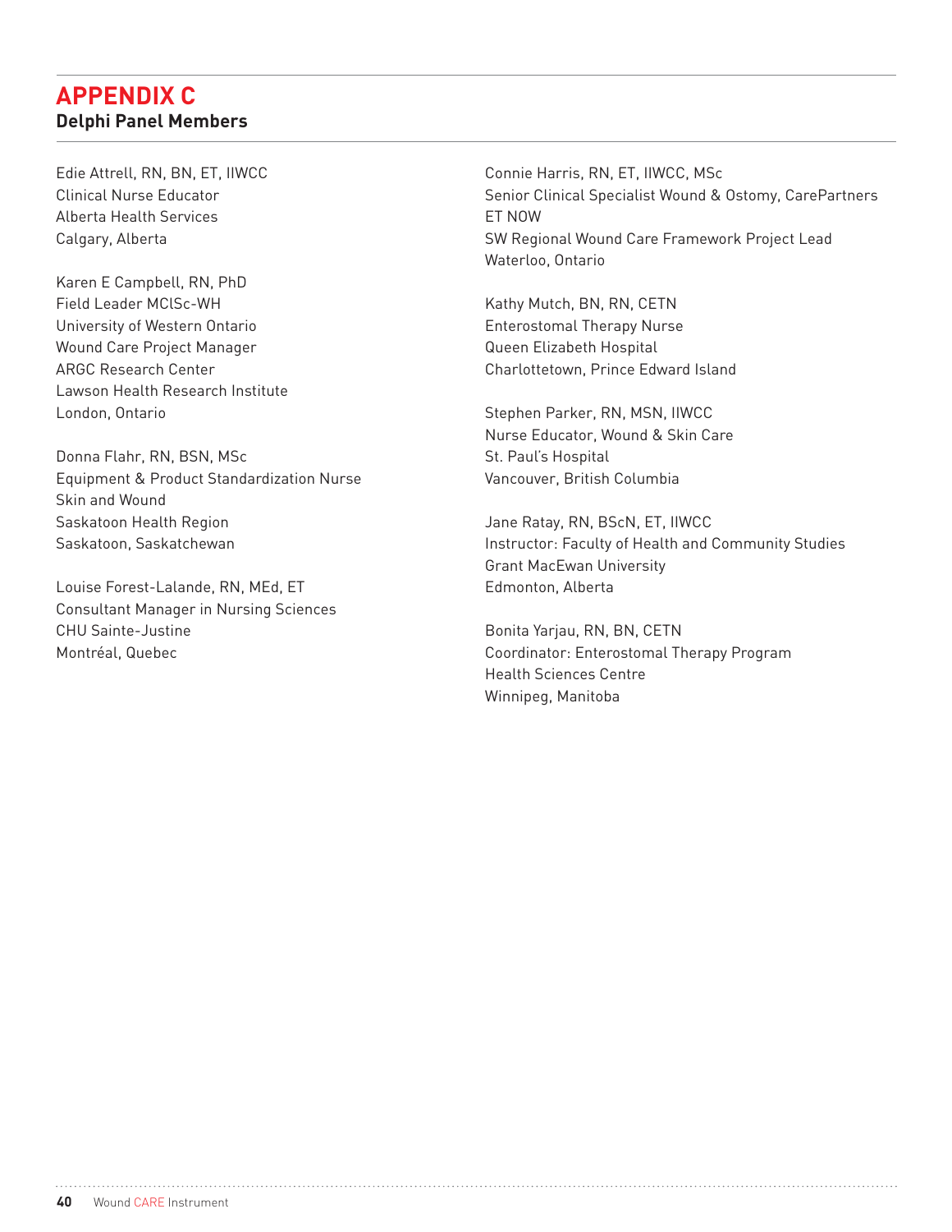# APPENDIX C

## Delphi Panel Members

Edie Attrell, RN, BN, ET, IIWCC
Clinical Nurse Educator
Alberta Health Services
Calgary, Alberta

Karen E Campbell, RN, PhD
Field Leader MClSc-WH
University of Western Ontario
Wound Care Project Manager
ARGC Research Center
Lawson Health Research Institute
London, Ontario

Donna Flahr, RN, BSN, MSc
Equipment & Product Standardization Nurse
Skin and Wound
Saskatoon Health Region
Saskatoon, Saskatchewan

Louise Forest-Lalande, RN, MEd, ET
Consultant Manager in Nursing Sciences
CHU Sainte-Justine
Montréal, Quebec

Connie Harris, RN, ET, IIWCC, MSc
Senior Clinical Specialist Wound & Ostomy, CarePartners
ET NOW
SW Regional Wound Care Framework Project Lead
Waterloo, Ontario

Kathy Mutch, BN, RN, CETN
Enterostomal Therapy Nurse
Queen Elizabeth Hospital
Charlottetown, Prince Edward Island

Stephen Parker, RN, MSN, IIWCC
Nurse Educator, Wound & Skin Care
St. Paul's Hospital
Vancouver, British Columbia

Jane Ratay, RN, BScN, ET, IIWCC
Instructor: Faculty of Health and Community Studies
Grant MacEwan University
Edmonton, Alberta

Bonita Yarjau, RN, BN, CETN
Coordinator: Enterostomal Therapy Program
Health Sciences Centre
Winnipeg, Manitoba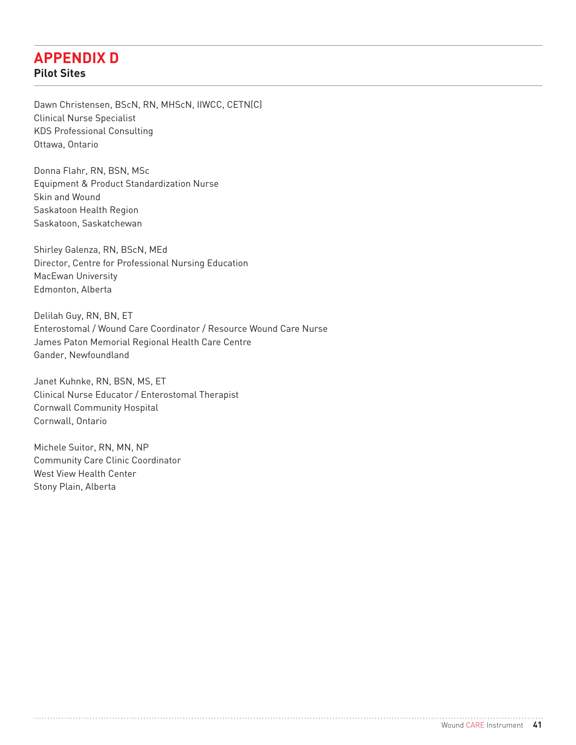# APPENDIX D

## Pilot Sites

Dawn Christensen, BScN, RN, MHScN, IIWCC, CETN(C)
Clinical Nurse Specialist
KDS Professional Consulting
Ottawa, Ontario

Donna Flahr, RN, BSN, MSc
Equipment & Product Standardization Nurse
Skin and Wound
Saskatoon Health Region
Saskatoon, Saskatchewan

Shirley Galenza, RN, BScN, MEd
Director, Centre for Professional Nursing Education
MacEwan University
Edmonton, Alberta

Delilah Guy, RN, BN, ET
Enterostomal / Wound Care Coordinator / Resource Wound Care Nurse
James Paton Memorial Regional Health Care Centre
Gander, Newfoundland

Janet Kuhnke, RN, BSN, MS, ET
Clinical Nurse Educator / Enterostomal Therapist
Cornwall Community Hospital
Cornwall, Ontario

Michele Suitor, RN, MN, NP
Community Care Clinic Coordinator
West View Health Center
Stony Plain, Alberta